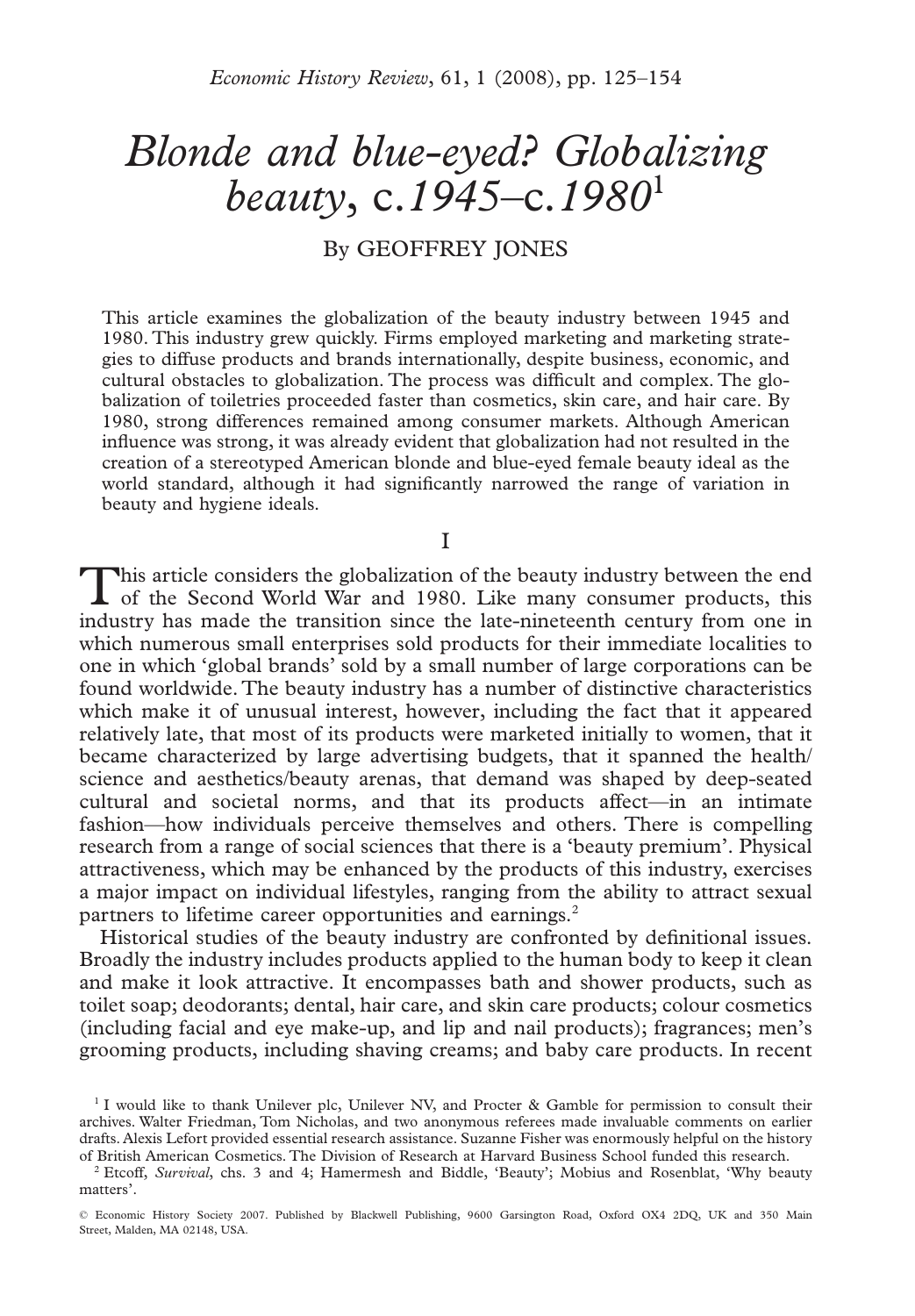# *Blonde and blue-eyed? Globalizing beauty*, c.*1945*–c.*1980*[1]

By GEOFFREY JONES

This article examines the globalization of the beauty industry between 1945 and 1980. This industry grew quickly. Firms employed marketing and marketing strategies to diffuse products and brands internationally, despite business, economic, and cultural obstacles to globalization. The process was difficult and complex. The globalization of toiletries proceeded faster than cosmetics, skin care, and hair care. By 1980, strong differences remained among consumer markets. Although American influence was strong, it was already evident that globalization had not resulted in the creation of a stereotyped American blonde and blue-eyed female beauty ideal as the world standard, although it had significantly narrowed the range of variation in beauty and hygiene ideals.

## I

This article considers the globalization of the beauty industry between the end of the Second World War and 1980. Like many consumer products, this industry has made the transition since the late-nineteenth century from one in which numerous small enterprises sold products for their immediate localities to one in which 'global brands' sold by a small number of large corporations can be found worldwide. The beauty industry has a number of distinctive characteristics which make it of unusual interest, however, including the fact that it appeared relatively late, that most of its products were marketed initially to women, that it became characterized by large advertising budgets, that it spanned the health/science and aesthetics/beauty arenas, that demand was shaped by deep-seated cultural and societal norms, and that its products affect—in an intimate fashion—how individuals perceive themselves and others. There is compelling research from a range of social sciences that there is a 'beauty premium'. Physical attractiveness, which may be enhanced by the products of this industry, exercises a major impact on individual lifestyles, ranging from the ability to attract sexual partners to lifetime career opportunities and earnings.[2]

Historical studies of the beauty industry are confronted by definitional issues. Broadly the industry includes products applied to the human body to keep it clean and make it look attractive. It encompasses bath and shower products, such as toilet soap; deodorants; dental, hair care, and skin care products; colour cosmetics (including facial and eye make-up, and lip and nail products); fragrances; men's grooming products, including shaving creams; and baby care products. In recent

[1] I would like to thank Unilever plc, Unilever NV, and Procter & Gamble for permission to consult their archives. Walter Friedman, Tom Nicholas, and two anonymous referees made invaluable comments on earlier drafts. Alexis Lefort provided essential research assistance. Suzanne Fisher was enormously helpful on the history of British American Cosmetics. The Division of Research at Harvard Business School funded this research.

[2] Etcoff, *Survival*, chs. 3 and 4; Hamermesh and Biddle, 'Beauty'; Mobius and Rosenblat, 'Why beauty matters'.

© Economic History Society 2007. Published by Blackwell Publishing, 9600 Garsington Road, Oxford OX4 2DQ, UK and 350 Main Street, Malden, MA 02148, USA.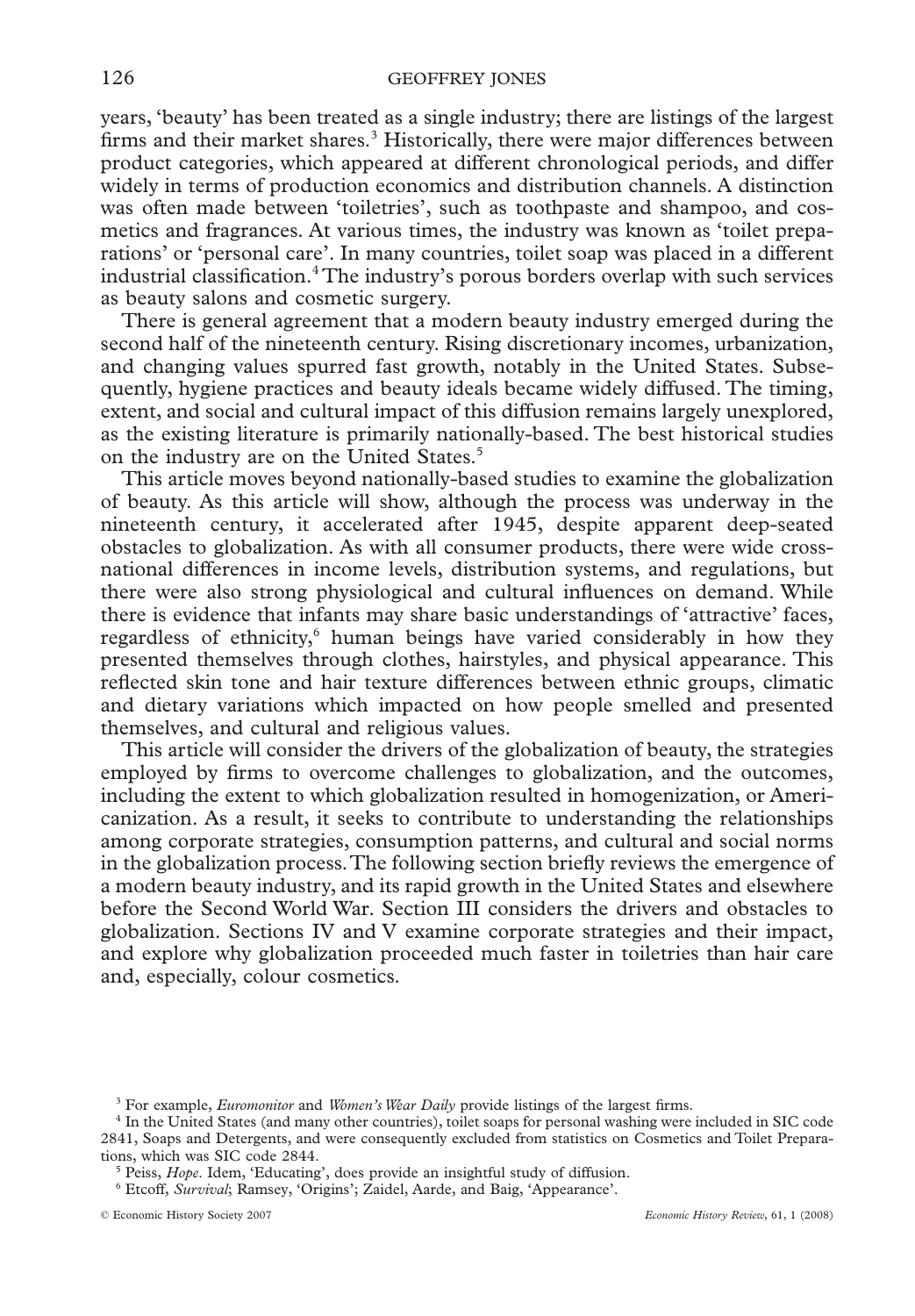years, 'beauty' has been treated as a single industry; there are listings of the largest firms and their market shares.[3] Historically, there were major differences between product categories, which appeared at different chronological periods, and differ widely in terms of production economics and distribution channels. A distinction was often made between 'toiletries', such as toothpaste and shampoo, and cosmetics and fragrances. At various times, the industry was known as 'toilet preparations' or 'personal care'. In many countries, toilet soap was placed in a different industrial classification.[4] The industry's porous borders overlap with such services as beauty salons and cosmetic surgery.

There is general agreement that a modern beauty industry emerged during the second half of the nineteenth century. Rising discretionary incomes, urbanization, and changing values spurred fast growth, notably in the United States. Subsequently, hygiene practices and beauty ideals became widely diffused. The timing, extent, and social and cultural impact of this diffusion remains largely unexplored, as the existing literature is primarily nationally-based. The best historical studies on the industry are on the United States.[5]

This article moves beyond nationally-based studies to examine the globalization of beauty. As this article will show, although the process was underway in the nineteenth century, it accelerated after 1945, despite apparent deep-seated obstacles to globalization. As with all consumer products, there were wide cross-national differences in income levels, distribution systems, and regulations, but there were also strong physiological and cultural influences on demand. While there is evidence that infants may share basic understandings of 'attractive' faces, regardless of ethnicity,[6] human beings have varied considerably in how they presented themselves through clothes, hairstyles, and physical appearance. This reflected skin tone and hair texture differences between ethnic groups, climatic and dietary variations which impacted on how people smelled and presented themselves, and cultural and religious values.

This article will consider the drivers of the globalization of beauty, the strategies employed by firms to overcome challenges to globalization, and the outcomes, including the extent to which globalization resulted in homogenization, or Americanization. As a result, it seeks to contribute to understanding the relationships among corporate strategies, consumption patterns, and cultural and social norms in the globalization process. The following section briefly reviews the emergence of a modern beauty industry, and its rapid growth in the United States and elsewhere before the Second World War. Section III considers the drivers and obstacles to globalization. Sections IV and V examine corporate strategies and their impact, and explore why globalization proceeded much faster in toiletries than hair care and, especially, colour cosmetics.

[3] For example, *Euromonitor* and *Women's Wear Daily* provide listings of the largest firms.

[4] In the United States (and many other countries), toilet soaps for personal washing were included in SIC code 2841, Soaps and Detergents, and were consequently excluded from statistics on Cosmetics and Toilet Preparations, which was SIC code 2844.

[5] Peiss, *Hope*. Idem, 'Educating', does provide an insightful study of diffusion.

[6] Etcoff, *Survival*; Ramsey, 'Origins'; Zaidel, Aarde, and Baig, 'Appearance'.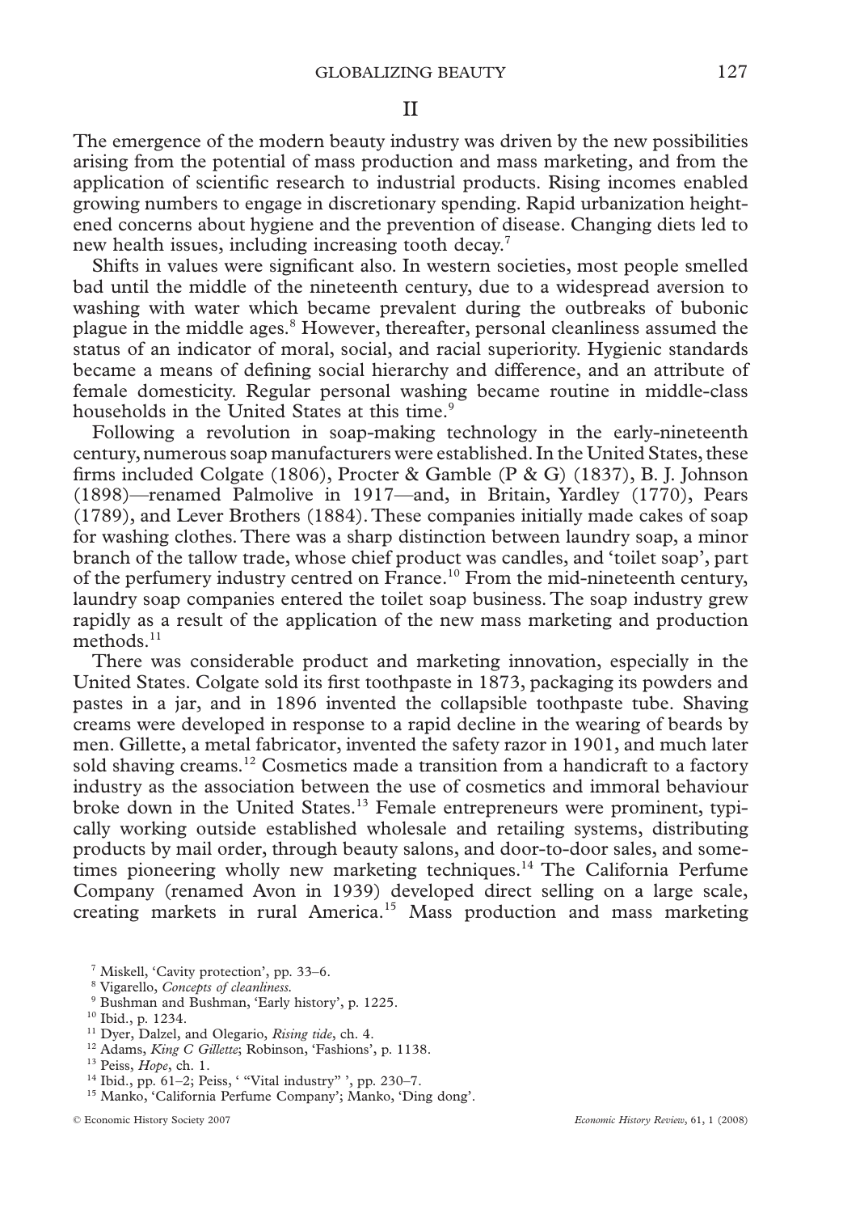## II

The emergence of the modern beauty industry was driven by the new possibilities arising from the potential of mass production and mass marketing, and from the application of scientific research to industrial products. Rising incomes enabled growing numbers to engage in discretionary spending. Rapid urbanization heightened concerns about hygiene and the prevention of disease. Changing diets led to new health issues, including increasing tooth decay.[7]

Shifts in values were significant also. In western societies, most people smelled bad until the middle of the nineteenth century, due to a widespread aversion to washing with water which became prevalent during the outbreaks of bubonic plague in the middle ages.[8] However, thereafter, personal cleanliness assumed the status of an indicator of moral, social, and racial superiority. Hygienic standards became a means of defining social hierarchy and difference, and an attribute of female domesticity. Regular personal washing became routine in middle-class households in the United States at this time.[9]

Following a revolution in soap-making technology in the early-nineteenth century, numerous soap manufacturers were established. In the United States, these firms included Colgate (1806), Procter & Gamble (P & G) (1837), B. J. Johnson (1898)—renamed Palmolive in 1917—and, in Britain, Yardley (1770), Pears (1789), and Lever Brothers (1884). These companies initially made cakes of soap for washing clothes. There was a sharp distinction between laundry soap, a minor branch of the tallow trade, whose chief product was candles, and 'toilet soap', part of the perfumery industry centred on France.[10] From the mid-nineteenth century, laundry soap companies entered the toilet soap business. The soap industry grew rapidly as a result of the application of the new mass marketing and production methods.[11]

There was considerable product and marketing innovation, especially in the United States. Colgate sold its first toothpaste in 1873, packaging its powders and pastes in a jar, and in 1896 invented the collapsible toothpaste tube. Shaving creams were developed in response to a rapid decline in the wearing of beards by men. Gillette, a metal fabricator, invented the safety razor in 1901, and much later sold shaving creams.[12] Cosmetics made a transition from a handicraft to a factory industry as the association between the use of cosmetics and immoral behaviour broke down in the United States.[13] Female entrepreneurs were prominent, typically working outside established wholesale and retailing systems, distributing products by mail order, through beauty salons, and door-to-door sales, and sometimes pioneering wholly new marketing techniques.[14] The California Perfume Company (renamed Avon in 1939) developed direct selling on a large scale, creating markets in rural America.[15] Mass production and mass marketing

---

[7] Miskell, 'Cavity protection', pp. 33–6.

[8] Vigarello, *Concepts of cleanliness*.

[9] Bushman and Bushman, 'Early history', p. 1225.

[10] Ibid., p. 1234.

[11] Dyer, Dalzel, and Olegario, *Rising tide*, ch. 4.

[12] Adams, *King C Gillette*; Robinson, 'Fashions', p. 1138.

[13] Peiss, *Hope*, ch. 1.

[14] Ibid., pp. 61–2; Peiss, ' "Vital industry" ', pp. 230–7.

[15] Manko, 'California Perfume Company'; Manko, 'Ding dong'.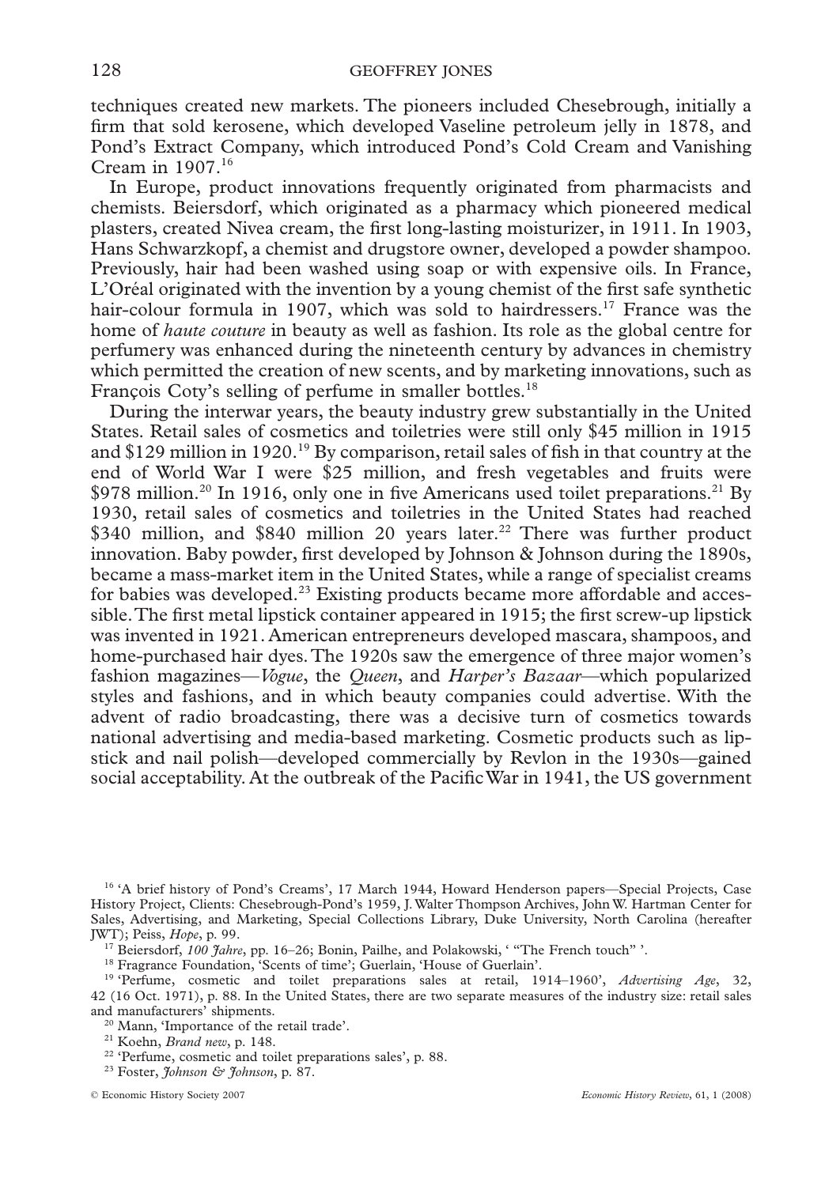techniques created new markets. The pioneers included Chesebrough, initially a firm that sold kerosene, which developed Vaseline petroleum jelly in 1878, and Pond's Extract Company, which introduced Pond's Cold Cream and Vanishing Cream in 1907.[16]

In Europe, product innovations frequently originated from pharmacists and chemists. Beiersdorf, which originated as a pharmacy which pioneered medical plasters, created Nivea cream, the first long-lasting moisturizer, in 1911. In 1903, Hans Schwarzkopf, a chemist and drugstore owner, developed a powder shampoo. Previously, hair had been washed using soap or with expensive oils. In France, L'Oréal originated with the invention by a young chemist of the first safe synthetic hair-colour formula in 1907, which was sold to hairdressers.[17] France was the home of *haute couture* in beauty as well as fashion. Its role as the global centre for perfumery was enhanced during the nineteenth century by advances in chemistry which permitted the creation of new scents, and by marketing innovations, such as François Coty's selling of perfume in smaller bottles.[18]

During the interwar years, the beauty industry grew substantially in the United States. Retail sales of cosmetics and toiletries were still only $45 million in 1915 and $129 million in 1920.[19] By comparison, retail sales of fish in that country at the end of World War I were $25 million, and fresh vegetables and fruits were $978 million.[20] In 1916, only one in five Americans used toilet preparations.[21] By 1930, retail sales of cosmetics and toiletries in the United States had reached $340 million, and $840 million 20 years later.[22] There was further product innovation. Baby powder, first developed by Johnson & Johnson during the 1890s, became a mass-market item in the United States, while a range of specialist creams for babies was developed.[23] Existing products became more affordable and accessible. The first metal lipstick container appeared in 1915; the first screw-up lipstick was invented in 1921. American entrepreneurs developed mascara, shampoos, and home-purchased hair dyes. The 1920s saw the emergence of three major women's fashion magazines—*Vogue*, the *Queen*, and *Harper's Bazaar*—which popularized styles and fashions, and in which beauty companies could advertise. With the advent of radio broadcasting, there was a decisive turn of cosmetics towards national advertising and media-based marketing. Cosmetic products such as lipstick and nail polish—developed commercially by Revlon in the 1930s—gained social acceptability. At the outbreak of the Pacific War in 1941, the US government

[16] 'A brief history of Pond's Creams', 17 March 1944, Howard Henderson papers—Special Projects, Case History Project, Clients: Chesebrough-Pond's 1959, J. Walter Thompson Archives, John W. Hartman Center for Sales, Advertising, and Marketing, Special Collections Library, Duke University, North Carolina (hereafter JWT); Peiss, *Hope*, p. 99.

[17] Beiersdorf, *100 Jahre*, pp. 16–26; Bonin, Pailhe, and Polakowski, ' "The French touch" '.

[18] Fragrance Foundation, 'Scents of time'; Guerlain, 'House of Guerlain'.

[19] 'Perfume, cosmetic and toilet preparations sales at retail, 1914–1960', *Advertising Age*, 32, 42 (16 Oct. 1971), p. 88. In the United States, there are two separate measures of the industry size: retail sales and manufacturers' shipments.

[20] Mann, 'Importance of the retail trade'.

[21] Koehn, *Brand new*, p. 148.

[22] 'Perfume, cosmetic and toilet preparations sales', p. 88.

[23] Foster, *Johnson & Johnson*, p. 87.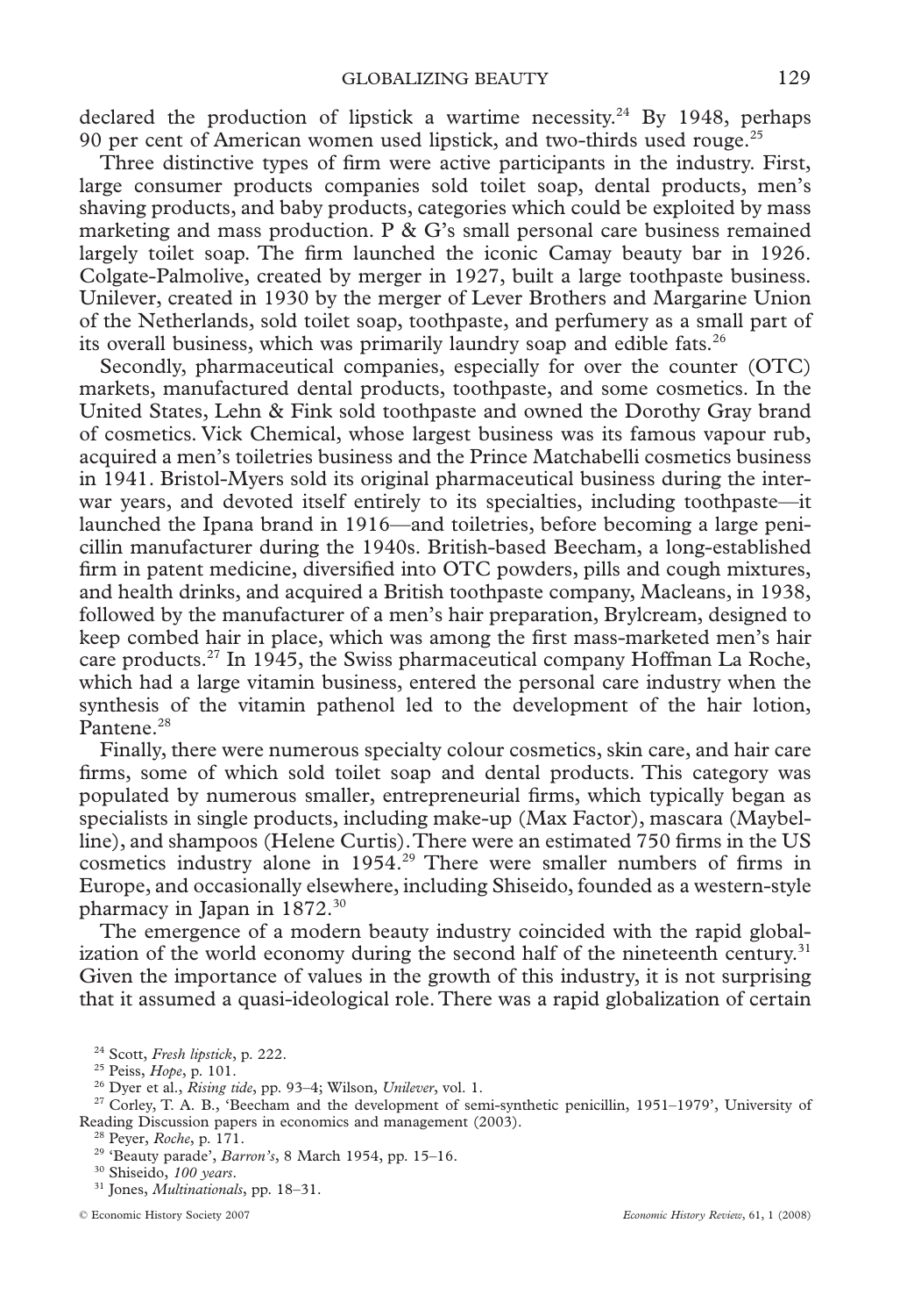declared the production of lipstick a wartime necessity.[24] By 1948, perhaps 90 per cent of American women used lipstick, and two-thirds used rouge.[25]

Three distinctive types of firm were active participants in the industry. First, large consumer products companies sold toilet soap, dental products, men's shaving products, and baby products, categories which could be exploited by mass marketing and mass production. P & G's small personal care business remained largely toilet soap. The firm launched the iconic Camay beauty bar in 1926. Colgate-Palmolive, created by merger in 1927, built a large toothpaste business. Unilever, created in 1930 by the merger of Lever Brothers and Margarine Union of the Netherlands, sold toilet soap, toothpaste, and perfumery as a small part of its overall business, which was primarily laundry soap and edible fats.[26]

Secondly, pharmaceutical companies, especially for over the counter (OTC) markets, manufactured dental products, toothpaste, and some cosmetics. In the United States, Lehn & Fink sold toothpaste and owned the Dorothy Gray brand of cosmetics. Vick Chemical, whose largest business was its famous vapour rub, acquired a men's toiletries business and the Prince Matchabelli cosmetics business in 1941. Bristol-Myers sold its original pharmaceutical business during the inter-war years, and devoted itself entirely to its specialties, including toothpaste—it launched the Ipana brand in 1916—and toiletries, before becoming a large penicillin manufacturer during the 1940s. British-based Beecham, a long-established firm in patent medicine, diversified into OTC powders, pills and cough mixtures, and health drinks, and acquired a British toothpaste company, Macleans, in 1938, followed by the manufacturer of a men's hair preparation, Brylcream, designed to keep combed hair in place, which was among the first mass-marketed men's hair care products.[27] In 1945, the Swiss pharmaceutical company Hoffman La Roche, which had a large vitamin business, entered the personal care industry when the synthesis of the vitamin pathenol led to the development of the hair lotion, Pantene.[28]

Finally, there were numerous specialty colour cosmetics, skin care, and hair care firms, some of which sold toilet soap and dental products. This category was populated by numerous smaller, entrepreneurial firms, which typically began as specialists in single products, including make-up (Max Factor), mascara (Maybelline), and shampoos (Helene Curtis). There were an estimated 750 firms in the US cosmetics industry alone in 1954.[29] There were smaller numbers of firms in Europe, and occasionally elsewhere, including Shiseido, founded as a western-style pharmacy in Japan in 1872.[30]

The emergence of a modern beauty industry coincided with the rapid globalization of the world economy during the second half of the nineteenth century.[31] Given the importance of values in the growth of this industry, it is not surprising that it assumed a quasi-ideological role. There was a rapid globalization of certain

[24] Scott, *Fresh lipstick*, p. 222.

[25] Peiss, *Hope*, p. 101.

[26] Dyer et al., *Rising tide*, pp. 93–4; Wilson, *Unilever*, vol. 1.

[27] Corley, T. A. B., 'Beecham and the development of semi-synthetic penicillin, 1951–1979', University of Reading Discussion papers in economics and management (2003).

[28] Peyer, *Roche*, p. 171.

[29] 'Beauty parade', *Barron's*, 8 March 1954, pp. 15–16.

[30] Shiseido, *100 years*.

[31] Jones, *Multinationals*, pp. 18–31.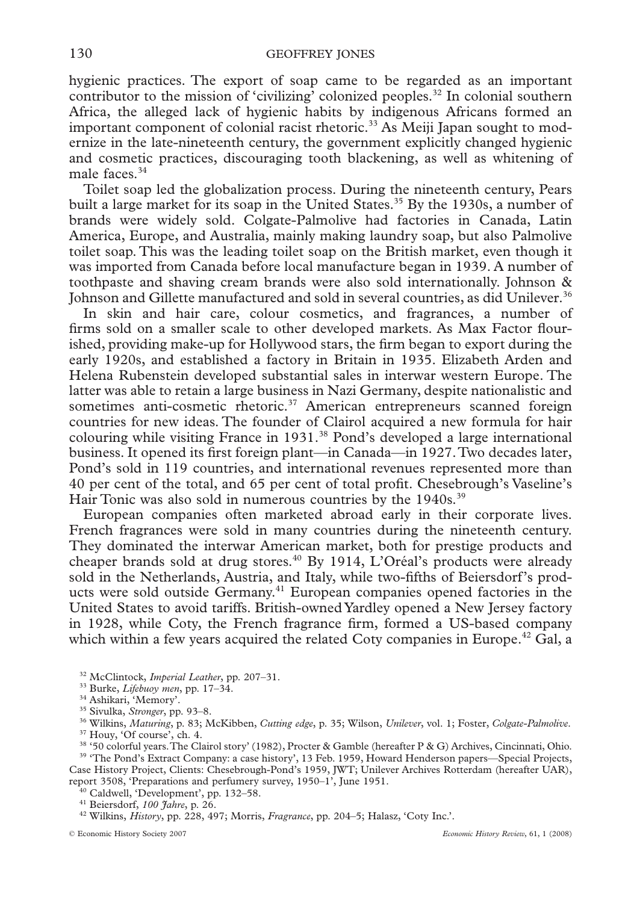hygienic practices. The export of soap came to be regarded as an important contributor to the mission of 'civilizing' colonized peoples.[32] In colonial southern Africa, the alleged lack of hygienic habits by indigenous Africans formed an important component of colonial racist rhetoric.[33] As Meiji Japan sought to modernize in the late-nineteenth century, the government explicitly changed hygienic and cosmetic practices, discouraging tooth blackening, as well as whitening of male faces.[34]

Toilet soap led the globalization process. During the nineteenth century, Pears built a large market for its soap in the United States.[35] By the 1930s, a number of brands were widely sold. Colgate-Palmolive had factories in Canada, Latin America, Europe, and Australia, mainly making laundry soap, but also Palmolive toilet soap. This was the leading toilet soap on the British market, even though it was imported from Canada before local manufacture began in 1939. A number of toothpaste and shaving cream brands were also sold internationally. Johnson & Johnson and Gillette manufactured and sold in several countries, as did Unilever.[36]

In skin and hair care, colour cosmetics, and fragrances, a number of firms sold on a smaller scale to other developed markets. As Max Factor flourished, providing make-up for Hollywood stars, the firm began to export during the early 1920s, and established a factory in Britain in 1935. Elizabeth Arden and Helena Rubenstein developed substantial sales in interwar western Europe. The latter was able to retain a large business in Nazi Germany, despite nationalistic and sometimes anti-cosmetic rhetoric.[37] American entrepreneurs scanned foreign countries for new ideas. The founder of Clairol acquired a new formula for hair colouring while visiting France in 1931.[38] Pond's developed a large international business. It opened its first foreign plant—in Canada—in 1927. Two decades later, Pond's sold in 119 countries, and international revenues represented more than 40 per cent of the total, and 65 per cent of total profit. Chesebrough's Vaseline's Hair Tonic was also sold in numerous countries by the 1940s.[39]

European companies often marketed abroad early in their corporate lives. French fragrances were sold in many countries during the nineteenth century. They dominated the interwar American market, both for prestige products and cheaper brands sold at drug stores.[40] By 1914, L'Oréal's products were already sold in the Netherlands, Austria, and Italy, while two-fifths of Beiersdorf's products were sold outside Germany.[41] European companies opened factories in the United States to avoid tariffs. British-owned Yardley opened a New Jersey factory in 1928, while Coty, the French fragrance firm, formed a US-based company which within a few years acquired the related Coty companies in Europe.[42] Gal, a

[32] McClintock, *Imperial Leather*, pp. 207–31.

[33] Burke, *Lifebuoy men*, pp. 17–34.

[34] Ashikari, 'Memory'.

[35] Sivulka, *Stronger*, pp. 93–8.

[36] Wilkins, *Maturing*, p. 83; McKibben, *Cutting edge*, p. 35; Wilson, *Unilever*, vol. 1; Foster, *Colgate-Palmolive*.

[37] Houy, 'Of course', ch. 4.

[38] '50 colorful years. The Clairol story' (1982), Procter & Gamble (hereafter P & G) Archives, Cincinnati, Ohio.

[39] 'The Pond's Extract Company: a case history', 13 Feb. 1959, Howard Henderson papers—Special Projects, Case History Project, Clients: Chesebrough-Pond's 1959, JWT; Unilever Archives Rotterdam (hereafter UAR), report 3508, 'Preparations and perfumery survey, 1950–1', June 1951.

[40] Caldwell, 'Development', pp. 132–58.

[41] Beiersdorf, *100 Jahre*, p. 26.

[42] Wilkins, *History*, pp. 228, 497; Morris, *Fragrance*, pp. 204–5; Halasz, 'Coty Inc.'.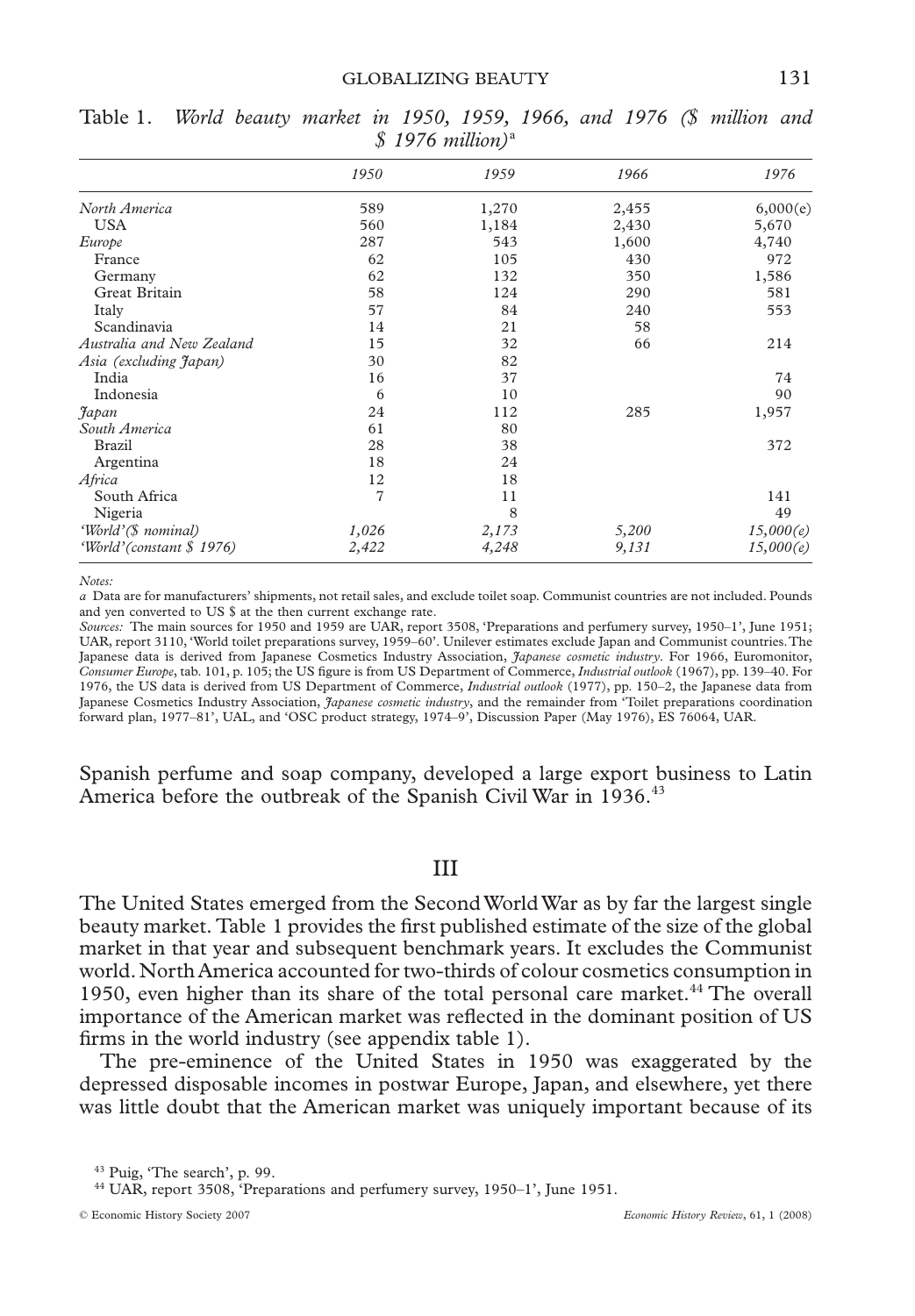Table 1. *World beauty market in 1950, 1959, 1966, and 1976 ($ million and $ 1976 million)*[a]

| | *1950* | *1959* | *1966* | *1976* |
|---|---|---|---|---|
| *North America* | 589 | 1,270 | 2,455 | 6,000(e) |
| USA | 560 | 1,184 | 2,430 | 5,670 |
| *Europe* | 287 | 543 | 1,600 | 4,740 |
| France | 62 | 105 | 430 | 972 |
| Germany | 62 | 132 | 350 | 1,586 |
| Great Britain | 58 | 124 | 290 | 581 |
| Italy | 57 | 84 | 240 | 553 |
| Scandinavia | 14 | 21 | 58 | |
| *Australia and New Zealand* | 15 | 32 | 66 | 214 |
| *Asia (excluding Japan)* | 30 | 82 | | |
| India | 16 | 37 | | 74 |
| Indonesia | 6 | 10 | | 90 |
| *Japan* | 24 | 112 | 285 | 1,957 |
| *South America* | 61 | 80 | | |
| Brazil | 28 | 38 | | 372 |
| Argentina | 18 | 24 | | |
| *Africa* | 12 | 18 | | |
| South Africa | 7 | 11 | | 141 |
| Nigeria | | 8 | | 49 |
| *'World'($ nominal)* | *1,026* | *2,173* | *5,200* | *15,000(e)* |
| *'World'(constant $ 1976)* | *2,422* | *4,248* | *9,131* | *15,000(e)* |

*Notes:*

*a* Data are for manufacturers' shipments, not retail sales, and exclude toilet soap. Communist countries are not included. Pounds and yen converted to US $ at the then current exchange rate.

*Sources:* The main sources for 1950 and 1959 are UAR, report 3508, 'Preparations and perfumery survey, 1950–1', June 1951; UAR, report 3110, 'World toilet preparations survey, 1959–60'. Unilever estimates exclude Japan and Communist countries. The Japanese data is derived from Japanese Cosmetics Industry Association, *Japanese cosmetic industry*. For 1966, Euromonitor, *Consumer Europe*, tab. 101, p. 105; the US figure is from US Department of Commerce, *Industrial outlook* (1967), pp. 139–40. For 1976, the US data is derived from US Department of Commerce, *Industrial outlook* (1977), pp. 150–2, the Japanese data from Japanese Cosmetics Industry Association, *Japanese cosmetic industry*, and the remainder from 'Toilet preparations coordination forward plan, 1977–81', UAL, and 'OSC product strategy, 1974–9', Discussion Paper (May 1976), ES 76064, UAR.

Spanish perfume and soap company, developed a large export business to Latin America before the outbreak of the Spanish Civil War in 1936.[43]

## III

The United States emerged from the Second World War as by far the largest single beauty market. Table 1 provides the first published estimate of the size of the global market in that year and subsequent benchmark years. It excludes the Communist world. North America accounted for two-thirds of colour cosmetics consumption in 1950, even higher than its share of the total personal care market.[44] The overall importance of the American market was reflected in the dominant position of US firms in the world industry (see appendix table 1).

The pre-eminence of the United States in 1950 was exaggerated by the depressed disposable incomes in postwar Europe, Japan, and elsewhere, yet there was little doubt that the American market was uniquely important because of its

[43] Puig, 'The search', p. 99.

[44] UAR, report 3508, 'Preparations and perfumery survey, 1950–1', June 1951.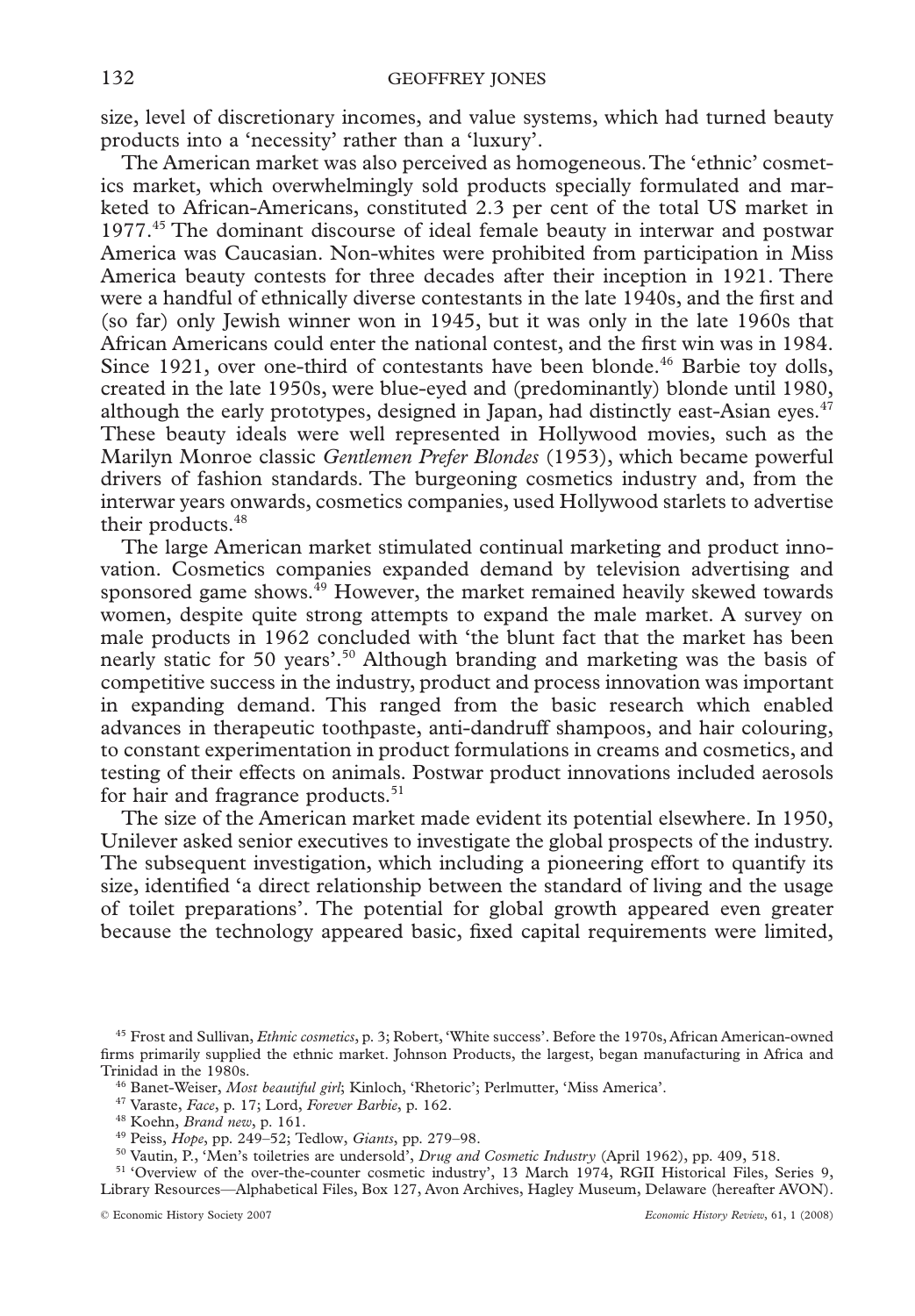size, level of discretionary incomes, and value systems, which had turned beauty products into a 'necessity' rather than a 'luxury'.

The American market was also perceived as homogeneous. The 'ethnic' cosmetics market, which overwhelmingly sold products specially formulated and marketed to African-Americans, constituted 2.3 per cent of the total US market in 1977.[45] The dominant discourse of ideal female beauty in interwar and postwar America was Caucasian. Non-whites were prohibited from participation in Miss America beauty contests for three decades after their inception in 1921. There were a handful of ethnically diverse contestants in the late 1940s, and the first and (so far) only Jewish winner won in 1945, but it was only in the late 1960s that African Americans could enter the national contest, and the first win was in 1984. Since 1921, over one-third of contestants have been blonde.[46] Barbie toy dolls, created in the late 1950s, were blue-eyed and (predominantly) blonde until 1980, although the early prototypes, designed in Japan, had distinctly east-Asian eyes.[47] These beauty ideals were well represented in Hollywood movies, such as the Marilyn Monroe classic *Gentlemen Prefer Blondes* (1953), which became powerful drivers of fashion standards. The burgeoning cosmetics industry and, from the interwar years onwards, cosmetics companies, used Hollywood starlets to advertise their products.[48]

The large American market stimulated continual marketing and product innovation. Cosmetics companies expanded demand by television advertising and sponsored game shows.[49] However, the market remained heavily skewed towards women, despite quite strong attempts to expand the male market. A survey on male products in 1962 concluded with 'the blunt fact that the market has been nearly static for 50 years'.[50] Although branding and marketing was the basis of competitive success in the industry, product and process innovation was important in expanding demand. This ranged from the basic research which enabled advances in therapeutic toothpaste, anti-dandruff shampoos, and hair colouring, to constant experimentation in product formulations in creams and cosmetics, and testing of their effects on animals. Postwar product innovations included aerosols for hair and fragrance products.[51]

The size of the American market made evident its potential elsewhere. In 1950, Unilever asked senior executives to investigate the global prospects of the industry. The subsequent investigation, which including a pioneering effort to quantify its size, identified 'a direct relationship between the standard of living and the usage of toilet preparations'. The potential for global growth appeared even greater because the technology appeared basic, fixed capital requirements were limited,

---

[45] Frost and Sullivan, *Ethnic cosmetics*, p. 3; Robert, 'White success'. Before the 1970s, African American-owned firms primarily supplied the ethnic market. Johnson Products, the largest, began manufacturing in Africa and Trinidad in the 1980s.

[46] Banet-Weiser, *Most beautiful girl*; Kinloch, 'Rhetoric'; Perlmutter, 'Miss America'.

[47] Varaste, *Face*, p. 17; Lord, *Forever Barbie*, p. 162.

[48] Koehn, *Brand new*, p. 161.

[49] Peiss, *Hope*, pp. 249–52; Tedlow, *Giants*, pp. 279–98.

[50] Vautin, P., 'Men's toiletries are undersold', *Drug and Cosmetic Industry* (April 1962), pp. 409, 518.

[51] 'Overview of the over-the-counter cosmetic industry', 13 March 1974, RGII Historical Files, Series 9, Library Resources—Alphabetical Files, Box 127, Avon Archives, Hagley Museum, Delaware (hereafter AVON).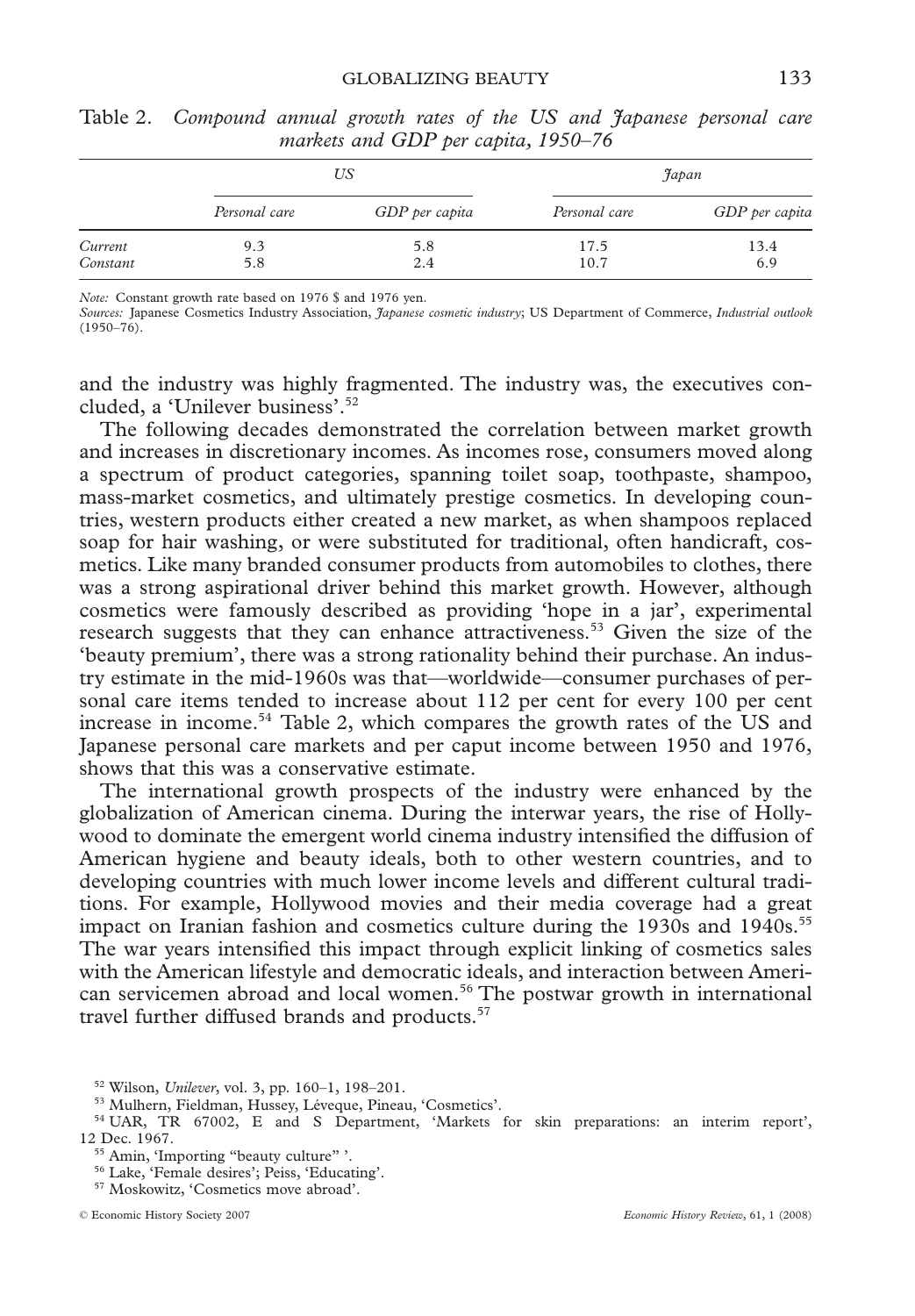Table 2. *Compound annual growth rates of the US and Japanese personal care markets and GDP per capita, 1950–76*

| | *US* | | *Japan* | |
|---|---|---|---|---|
| | *Personal care* | *GDP per capita* | *Personal care* | *GDP per capita* |
| *Current* | 9.3 | 5.8 | 17.5 | 13.4 |
| *Constant* | 5.8 | 2.4 | 10.7 | 6.9 |

*Note:* Constant growth rate based on 1976 $ and 1976 yen.
*Sources:* Japanese Cosmetics Industry Association, *Japanese cosmetic industry*; US Department of Commerce, *Industrial outlook* (1950–76).

and the industry was highly fragmented. The industry was, the executives concluded, a 'Unilever business'.[52]

The following decades demonstrated the correlation between market growth and increases in discretionary incomes. As incomes rose, consumers moved along a spectrum of product categories, spanning toilet soap, toothpaste, shampoo, mass-market cosmetics, and ultimately prestige cosmetics. In developing countries, western products either created a new market, as when shampoos replaced soap for hair washing, or were substituted for traditional, often handicraft, cosmetics. Like many branded consumer products from automobiles to clothes, there was a strong aspirational driver behind this market growth. However, although cosmetics were famously described as providing 'hope in a jar', experimental research suggests that they can enhance attractiveness.[53] Given the size of the 'beauty premium', there was a strong rationality behind their purchase. An industry estimate in the mid-1960s was that—worldwide—consumer purchases of personal care items tended to increase about 112 per cent for every 100 per cent increase in income.[54] Table 2, which compares the growth rates of the US and Japanese personal care markets and per caput income between 1950 and 1976, shows that this was a conservative estimate.

The international growth prospects of the industry were enhanced by the globalization of American cinema. During the interwar years, the rise of Hollywood to dominate the emergent world cinema industry intensified the diffusion of American hygiene and beauty ideals, both to other western countries, and to developing countries with much lower income levels and different cultural traditions. For example, Hollywood movies and their media coverage had a great impact on Iranian fashion and cosmetics culture during the 1930s and 1940s.[55] The war years intensified this impact through explicit linking of cosmetics sales with the American lifestyle and democratic ideals, and interaction between American servicemen abroad and local women.[56] The postwar growth in international travel further diffused brands and products.[57]

[52] Wilson, *Unilever*, vol. 3, pp. 160–1, 198–201.

[53] Mulhern, Fieldman, Hussey, Léveque, Pineau, 'Cosmetics'.

[54] UAR, TR 67002, E and S Department, 'Markets for skin preparations: an interim report', 12 Dec. 1967.

[55] Amin, 'Importing "beauty culture" '.

[56] Lake, 'Female desires'; Peiss, 'Educating'.

[57] Moskowitz, 'Cosmetics move abroad'.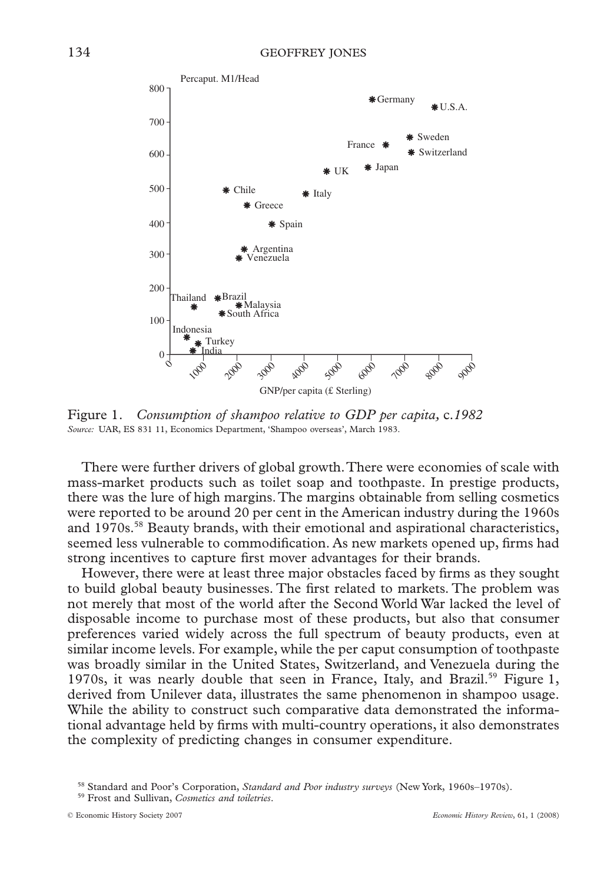Figure 1. *Consumption of shampoo relative to GDP per capita,* c.*1982*

*Source:* UAR, ES 831 11, Economics Department, 'Shampoo overseas', March 1983.

There were further drivers of global growth. There were economies of scale with mass-market products such as toilet soap and toothpaste. In prestige products, there was the lure of high margins. The margins obtainable from selling cosmetics were reported to be around 20 per cent in the American industry during the 1960s and 1970s.[58] Beauty brands, with their emotional and aspirational characteristics, seemed less vulnerable to commodification. As new markets opened up, firms had strong incentives to capture first mover advantages for their brands.

However, there were at least three major obstacles faced by firms as they sought to build global beauty businesses. The first related to markets. The problem was not merely that most of the world after the Second World War lacked the level of disposable income to purchase most of these products, but also that consumer preferences varied widely across the full spectrum of beauty products, even at similar income levels. For example, while the per caput consumption of toothpaste was broadly similar in the United States, Switzerland, and Venezuela during the 1970s, it was nearly double that seen in France, Italy, and Brazil.[59] Figure 1, derived from Unilever data, illustrates the same phenomenon in shampoo usage. While the ability to construct such comparative data demonstrated the informational advantage held by firms with multi-country operations, it also demonstrates the complexity of predicting changes in consumer expenditure.

[58] Standard and Poor's Corporation, *Standard and Poor industry surveys* (New York, 1960s–1970s).

[59] Frost and Sullivan, *Cosmetics and toiletries*.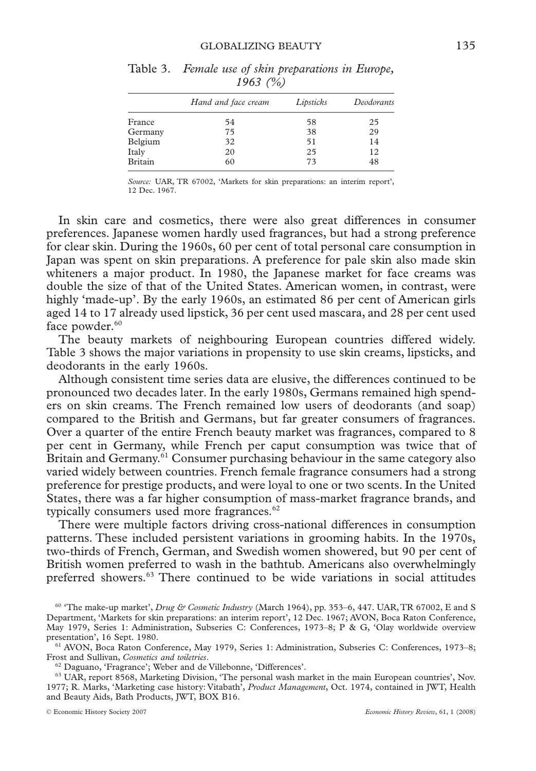Table 3. *Female use of skin preparations in Europe, 1963 (%)*

| | *Hand and face cream* | *Lipsticks* | *Deodorants* |
|---|---|---|---|
| France | 54 | 58 | 25 |
| Germany | 75 | 38 | 29 |
| Belgium | 32 | 51 | 14 |
| Italy | 20 | 25 | 12 |
| Britain | 60 | 73 | 48 |

*Source:* UAR, TR 67002, 'Markets for skin preparations: an interim report', 12 Dec. 1967.

In skin care and cosmetics, there were also great differences in consumer preferences. Japanese women hardly used fragrances, but had a strong preference for clear skin. During the 1960s, 60 per cent of total personal care consumption in Japan was spent on skin preparations. A preference for pale skin also made skin whiteners a major product. In 1980, the Japanese market for face creams was double the size of that of the United States. American women, in contrast, were highly 'made-up'. By the early 1960s, an estimated 86 per cent of American girls aged 14 to 17 already used lipstick, 36 per cent used mascara, and 28 per cent used face powder.[60]

The beauty markets of neighbouring European countries differed widely. Table 3 shows the major variations in propensity to use skin creams, lipsticks, and deodorants in the early 1960s.

Although consistent time series data are elusive, the differences continued to be pronounced two decades later. In the early 1980s, Germans remained high spenders on skin creams. The French remained low users of deodorants (and soap) compared to the British and Germans, but far greater consumers of fragrances. Over a quarter of the entire French beauty market was fragrances, compared to 8 per cent in Germany, while French per caput consumption was twice that of Britain and Germany.[61] Consumer purchasing behaviour in the same category also varied widely between countries. French female fragrance consumers had a strong preference for prestige products, and were loyal to one or two scents. In the United States, there was a far higher consumption of mass-market fragrance brands, and typically consumers used more fragrances.[62]

There were multiple factors driving cross-national differences in consumption patterns. These included persistent variations in grooming habits. In the 1970s, two-thirds of French, German, and Swedish women showered, but 90 per cent of British women preferred to wash in the bathtub. Americans also overwhelmingly preferred showers.[63] There continued to be wide variations in social attitudes

[60] 'The make-up market', *Drug & Cosmetic Industry* (March 1964), pp. 353–6, 447. UAR, TR 67002, E and S Department, 'Markets for skin preparations: an interim report', 12 Dec. 1967; AVON, Boca Raton Conference, May 1979, Series 1: Administration, Subseries C: Conferences, 1973–8; P & G, 'Olay worldwide overview presentation', 16 Sept. 1980.

[61] AVON, Boca Raton Conference, May 1979, Series 1: Administration, Subseries C: Conferences, 1973–8; Frost and Sullivan, *Cosmetics and toiletries*.

[62] Daguano, 'Fragrance'; Weber and de Villebonne, 'Differences'.

[63] UAR, report 8568, Marketing Division, 'The personal wash market in the main European countries', Nov. 1977; R. Marks, 'Marketing case history: Vitabath', *Product Management*, Oct. 1974, contained in JWT, Health and Beauty Aids, Bath Products, JWT, BOX B16.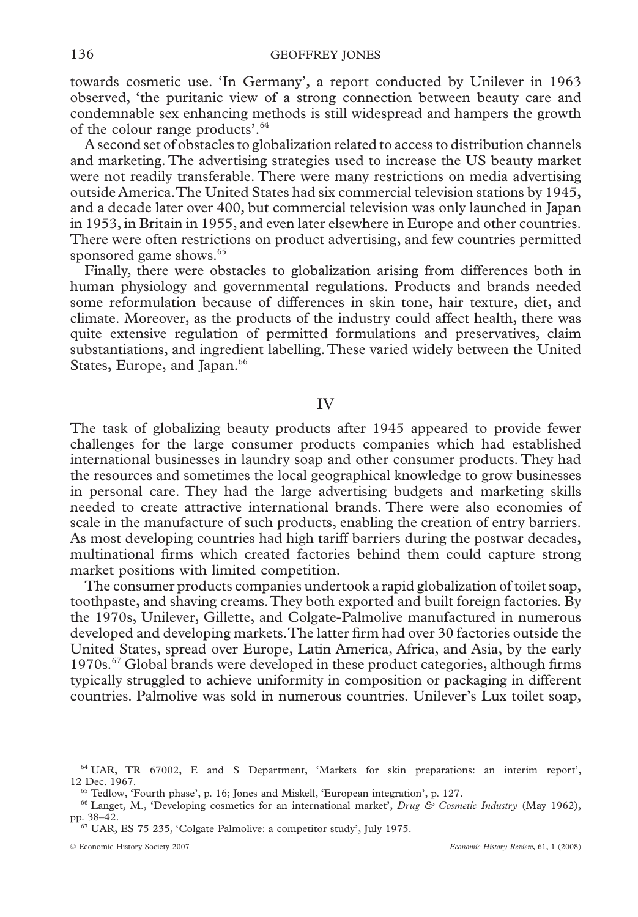towards cosmetic use. 'In Germany', a report conducted by Unilever in 1963 observed, 'the puritanic view of a strong connection between beauty care and condemnable sex enhancing methods is still widespread and hampers the growth of the colour range products'.[64]

A second set of obstacles to globalization related to access to distribution channels and marketing. The advertising strategies used to increase the US beauty market were not readily transferable. There were many restrictions on media advertising outside America. The United States had six commercial television stations by 1945, and a decade later over 400, but commercial television was only launched in Japan in 1953, in Britain in 1955, and even later elsewhere in Europe and other countries. There were often restrictions on product advertising, and few countries permitted sponsored game shows.[65]

Finally, there were obstacles to globalization arising from differences both in human physiology and governmental regulations. Products and brands needed some reformulation because of differences in skin tone, hair texture, diet, and climate. Moreover, as the products of the industry could affect health, there was quite extensive regulation of permitted formulations and preservatives, claim substantiations, and ingredient labelling. These varied widely between the United States, Europe, and Japan.[66]

## IV

The task of globalizing beauty products after 1945 appeared to provide fewer challenges for the large consumer products companies which had established international businesses in laundry soap and other consumer products. They had the resources and sometimes the local geographical knowledge to grow businesses in personal care. They had the large advertising budgets and marketing skills needed to create attractive international brands. There were also economies of scale in the manufacture of such products, enabling the creation of entry barriers. As most developing countries had high tariff barriers during the postwar decades, multinational firms which created factories behind them could capture strong market positions with limited competition.

The consumer products companies undertook a rapid globalization of toilet soap, toothpaste, and shaving creams. They both exported and built foreign factories. By the 1970s, Unilever, Gillette, and Colgate-Palmolive manufactured in numerous developed and developing markets. The latter firm had over 30 factories outside the United States, spread over Europe, Latin America, Africa, and Asia, by the early 1970s.[67] Global brands were developed in these product categories, although firms typically struggled to achieve uniformity in composition or packaging in different countries. Palmolive was sold in numerous countries. Unilever's Lux toilet soap,

---

[64] UAR, TR 67002, E and S Department, 'Markets for skin preparations: an interim report', 12 Dec. 1967.

[65] Tedlow, 'Fourth phase', p. 16; Jones and Miskell, 'European integration', p. 127.

[66] Langet, M., 'Developing cosmetics for an international market', *Drug & Cosmetic Industry* (May 1962), pp. 38–42.

[67] UAR, ES 75 235, 'Colgate Palmolive: a competitor study', July 1975.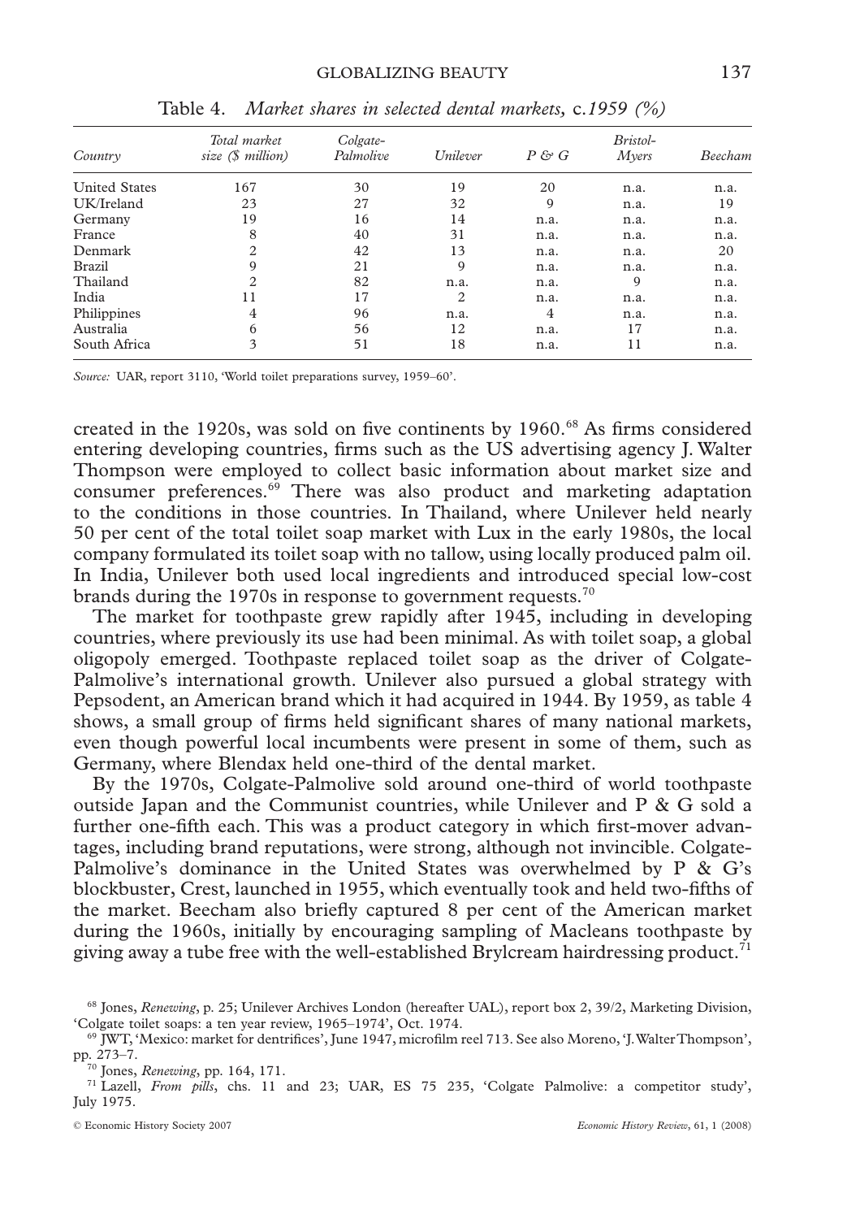Table 4. *Market shares in selected dental markets,* c.*1959 (%)*

| *Country* | *Total market size ($ million)* | *Colgate-Palmolive* | *Unilever* | *P & G* | *Bristol-Myers* | *Beecham* |
|---|---|---|---|---|---|---|
| United States | 167 | 30 | 19 | 20 | n.a. | n.a. |
| UK/Ireland | 23 | 27 | 32 | 9 | n.a. | 19 |
| Germany | 19 | 16 | 14 | n.a. | n.a. | n.a. |
| France | 8 | 40 | 31 | n.a. | n.a. | n.a. |
| Denmark | 2 | 42 | 13 | n.a. | n.a. | 20 |
| Brazil | 9 | 21 | 9 | n.a. | n.a. | n.a. |
| Thailand | 2 | 82 | n.a. | n.a. | 9 | n.a. |
| India | 11 | 17 | 2 | n.a. | n.a. | n.a. |
| Philippines | 4 | 96 | n.a. | 4 | n.a. | n.a. |
| Australia | 6 | 56 | 12 | n.a. | 17 | n.a. |
| South Africa | 3 | 51 | 18 | n.a. | 11 | n.a. |

*Source:* UAR, report 3110, 'World toilet preparations survey, 1959–60'.

created in the 1920s, was sold on five continents by 1960.[68] As firms considered entering developing countries, firms such as the US advertising agency J. Walter Thompson were employed to collect basic information about market size and consumer preferences.[69] There was also product and marketing adaptation to the conditions in those countries. In Thailand, where Unilever held nearly 50 per cent of the total toilet soap market with Lux in the early 1980s, the local company formulated its toilet soap with no tallow, using locally produced palm oil. In India, Unilever both used local ingredients and introduced special low-cost brands during the 1970s in response to government requests.[70]

The market for toothpaste grew rapidly after 1945, including in developing countries, where previously its use had been minimal. As with toilet soap, a global oligopoly emerged. Toothpaste replaced toilet soap as the driver of Colgate-Palmolive's international growth. Unilever also pursued a global strategy with Pepsodent, an American brand which it had acquired in 1944. By 1959, as table 4 shows, a small group of firms held significant shares of many national markets, even though powerful local incumbents were present in some of them, such as Germany, where Blendax held one-third of the dental market.

By the 1970s, Colgate-Palmolive sold around one-third of world toothpaste outside Japan and the Communist countries, while Unilever and P & G sold a further one-fifth each. This was a product category in which first-mover advantages, including brand reputations, were strong, although not invincible. Colgate-Palmolive's dominance in the United States was overwhelmed by P & G's blockbuster, Crest, launched in 1955, which eventually took and held two-fifths of the market. Beecham also briefly captured 8 per cent of the American market during the 1960s, initially by encouraging sampling of Macleans toothpaste by giving away a tube free with the well-established Brylcream hairdressing product.[71]

[68] Jones, *Renewing*, p. 25; Unilever Archives London (hereafter UAL), report box 2, 39/2, Marketing Division, 'Colgate toilet soaps: a ten year review, 1965–1974', Oct. 1974.

[69] JWT, 'Mexico: market for dentrifices', June 1947, microfilm reel 713. See also Moreno, 'J. Walter Thompson', pp. 273–7.

[70] Jones, *Renewing*, pp. 164, 171.

[71] Lazell, *From pills*, chs. 11 and 23; UAR, ES 75 235, 'Colgate Palmolive: a competitor study', July 1975.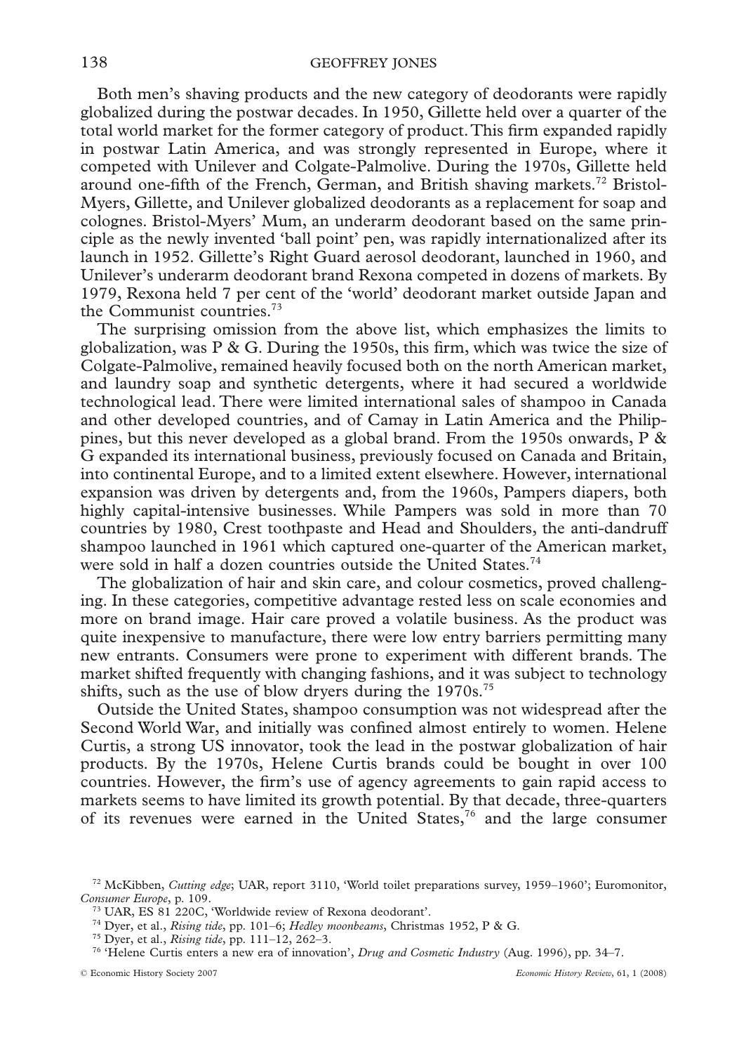Both men's shaving products and the new category of deodorants were rapidly globalized during the postwar decades. In 1950, Gillette held over a quarter of the total world market for the former category of product. This firm expanded rapidly in postwar Latin America, and was strongly represented in Europe, where it competed with Unilever and Colgate-Palmolive. During the 1970s, Gillette held around one-fifth of the French, German, and British shaving markets.[72] Bristol-Myers, Gillette, and Unilever globalized deodorants as a replacement for soap and colognes. Bristol-Myers' Mum, an underarm deodorant based on the same principle as the newly invented 'ball point' pen, was rapidly internationalized after its launch in 1952. Gillette's Right Guard aerosol deodorant, launched in 1960, and Unilever's underarm deodorant brand Rexona competed in dozens of markets. By 1979, Rexona held 7 per cent of the 'world' deodorant market outside Japan and the Communist countries.[73]

The surprising omission from the above list, which emphasizes the limits to globalization, was P & G. During the 1950s, this firm, which was twice the size of Colgate-Palmolive, remained heavily focused both on the north American market, and laundry soap and synthetic detergents, where it had secured a worldwide technological lead. There were limited international sales of shampoo in Canada and other developed countries, and of Camay in Latin America and the Philippines, but this never developed as a global brand. From the 1950s onwards, P & G expanded its international business, previously focused on Canada and Britain, into continental Europe, and to a limited extent elsewhere. However, international expansion was driven by detergents and, from the 1960s, Pampers diapers, both highly capital-intensive businesses. While Pampers was sold in more than 70 countries by 1980, Crest toothpaste and Head and Shoulders, the anti-dandruff shampoo launched in 1961 which captured one-quarter of the American market, were sold in half a dozen countries outside the United States.[74]

The globalization of hair and skin care, and colour cosmetics, proved challenging. In these categories, competitive advantage rested less on scale economies and more on brand image. Hair care proved a volatile business. As the product was quite inexpensive to manufacture, there were low entry barriers permitting many new entrants. Consumers were prone to experiment with different brands. The market shifted frequently with changing fashions, and it was subject to technology shifts, such as the use of blow dryers during the 1970s.[75]

Outside the United States, shampoo consumption was not widespread after the Second World War, and initially was confined almost entirely to women. Helene Curtis, a strong US innovator, took the lead in the postwar globalization of hair products. By the 1970s, Helene Curtis brands could be bought in over 100 countries. However, the firm's use of agency agreements to gain rapid access to markets seems to have limited its growth potential. By that decade, three-quarters of its revenues were earned in the United States,[76] and the large consumer

[72] McKibben, *Cutting edge*; UAR, report 3110, 'World toilet preparations survey, 1959–1960'; Euromonitor, *Consumer Europe*, p. 109.

[73] UAR, ES 81 220C, 'Worldwide review of Rexona deodorant'.

[74] Dyer, et al., *Rising tide*, pp. 101–6; *Hedley moonbeams*, Christmas 1952, P & G.

[75] Dyer, et al., *Rising tide*, pp. 111–12, 262–3.

[76] 'Helene Curtis enters a new era of innovation', *Drug and Cosmetic Industry* (Aug. 1996), pp. 34–7.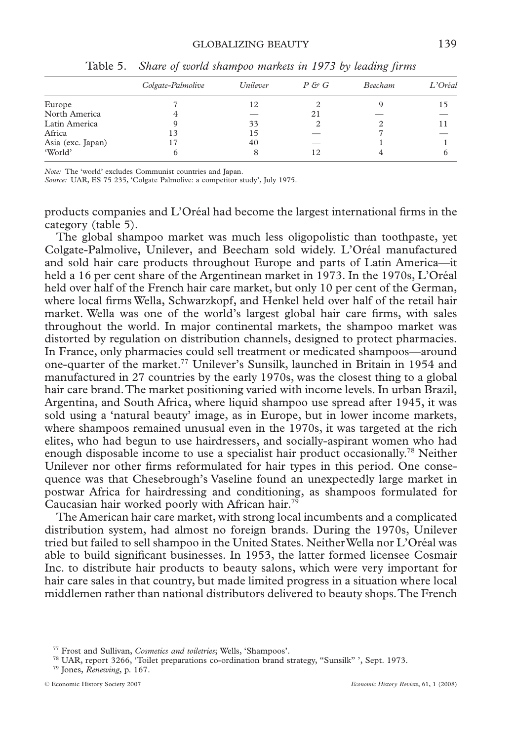Table 5. *Share of world shampoo markets in 1973 by leading firms*

| | *Colgate-Palmolive* | *Unilever* | *P & G* | *Beecham* | *L'Oréal* |
|---|---|---|---|---|---|
| Europe | 7 | 12 | 2 | 9 | 15 |
| North America | 4 | — | 21 | — | — |
| Latin America | 9 | 33 | 2 | 2 | 11 |
| Africa | 13 | 15 | — | 7 | — |
| Asia (exc. Japan) | 17 | 40 | — | 1 | 1 |
| 'World' | 6 | 8 | 12 | 4 | 6 |

*Note:* The 'world' excludes Communist countries and Japan.
*Source:* UAR, ES 75 235, 'Colgate Palmolive: a competitor study', July 1975.

products companies and L'Oréal had become the largest international firms in the category (table 5).

The global shampoo market was much less oligopolistic than toothpaste, yet Colgate-Palmolive, Unilever, and Beecham sold widely. L'Oréal manufactured and sold hair care products throughout Europe and parts of Latin America—it held a 16 per cent share of the Argentinean market in 1973. In the 1970s, L'Oréal held over half of the French hair care market, but only 10 per cent of the German, where local firms Wella, Schwarzkopf, and Henkel held over half of the retail hair market. Wella was one of the world's largest global hair care firms, with sales throughout the world. In major continental markets, the shampoo market was distorted by regulation on distribution channels, designed to protect pharmacies. In France, only pharmacies could sell treatment or medicated shampoos—around one-quarter of the market.[77] Unilever's Sunsilk, launched in Britain in 1954 and manufactured in 27 countries by the early 1970s, was the closest thing to a global hair care brand. The market positioning varied with income levels. In urban Brazil, Argentina, and South Africa, where liquid shampoo use spread after 1945, it was sold using a 'natural beauty' image, as in Europe, but in lower income markets, where shampoos remained unusual even in the 1970s, it was targeted at the rich elites, who had begun to use hairdressers, and socially-aspirant women who had enough disposable income to use a specialist hair product occasionally.[78] Neither Unilever nor other firms reformulated for hair types in this period. One consequence was that Chesebrough's Vaseline found an unexpectedly large market in postwar Africa for hairdressing and conditioning, as shampoos formulated for Caucasian hair worked poorly with African hair.[79]

The American hair care market, with strong local incumbents and a complicated distribution system, had almost no foreign brands. During the 1970s, Unilever tried but failed to sell shampoo in the United States. Neither Wella nor L'Oréal was able to build significant businesses. In 1953, the latter formed licensee Cosmair Inc. to distribute hair products to beauty salons, which were very important for hair care sales in that country, but made limited progress in a situation where local middlemen rather than national distributors delivered to beauty shops. The French

[77] Frost and Sullivan, *Cosmetics and toiletries*; Wells, 'Shampoos'.

[78] UAR, report 3266, 'Toilet preparations co-ordination brand strategy, "Sunsilk" ', Sept. 1973.

[79] Jones, *Renewing*, p. 167.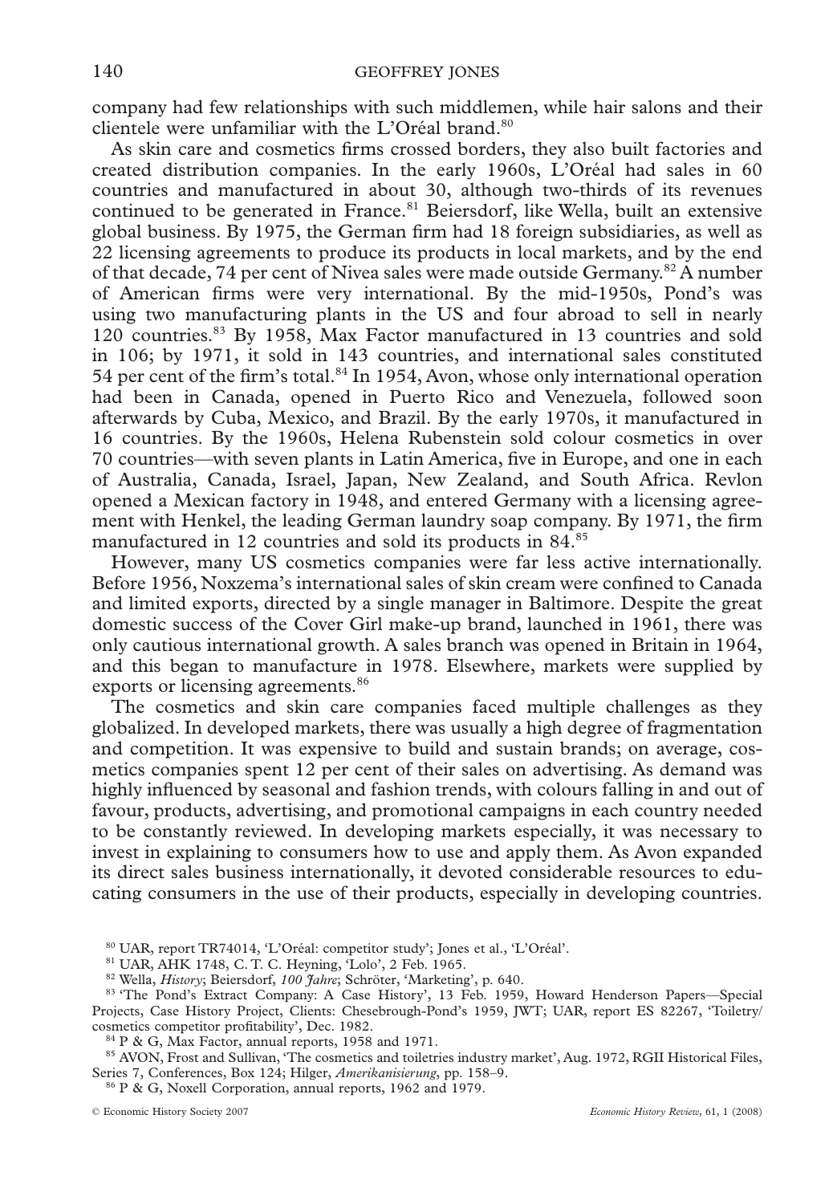company had few relationships with such middlemen, while hair salons and their clientele were unfamiliar with the L'Oréal brand.[80]

As skin care and cosmetics firms crossed borders, they also built factories and created distribution companies. In the early 1960s, L'Oréal had sales in 60 countries and manufactured in about 30, although two-thirds of its revenues continued to be generated in France.[81] Beiersdorf, like Wella, built an extensive global business. By 1975, the German firm had 18 foreign subsidiaries, as well as 22 licensing agreements to produce its products in local markets, and by the end of that decade, 74 per cent of Nivea sales were made outside Germany.[82] A number of American firms were very international. By the mid-1950s, Pond's was using two manufacturing plants in the US and four abroad to sell in nearly 120 countries.[83] By 1958, Max Factor manufactured in 13 countries and sold in 106; by 1971, it sold in 143 countries, and international sales constituted 54 per cent of the firm's total.[84] In 1954, Avon, whose only international operation had been in Canada, opened in Puerto Rico and Venezuela, followed soon afterwards by Cuba, Mexico, and Brazil. By the early 1970s, it manufactured in 16 countries. By the 1960s, Helena Rubenstein sold colour cosmetics in over 70 countries—with seven plants in Latin America, five in Europe, and one in each of Australia, Canada, Israel, Japan, New Zealand, and South Africa. Revlon opened a Mexican factory in 1948, and entered Germany with a licensing agreement with Henkel, the leading German laundry soap company. By 1971, the firm manufactured in 12 countries and sold its products in 84.[85]

However, many US cosmetics companies were far less active internationally. Before 1956, Noxzema's international sales of skin cream were confined to Canada and limited exports, directed by a single manager in Baltimore. Despite the great domestic success of the Cover Girl make-up brand, launched in 1961, there was only cautious international growth. A sales branch was opened in Britain in 1964, and this began to manufacture in 1978. Elsewhere, markets were supplied by exports or licensing agreements.[86]

The cosmetics and skin care companies faced multiple challenges as they globalized. In developed markets, there was usually a high degree of fragmentation and competition. It was expensive to build and sustain brands; on average, cosmetics companies spent 12 per cent of their sales on advertising. As demand was highly influenced by seasonal and fashion trends, with colours falling in and out of favour, products, advertising, and promotional campaigns in each country needed to be constantly reviewed. In developing markets especially, it was necessary to invest in explaining to consumers how to use and apply them. As Avon expanded its direct sales business internationally, it devoted considerable resources to educating consumers in the use of their products, especially in developing countries.

[80] UAR, report TR74014, 'L'Oréal: competitor study'; Jones et al., 'L'Oréal'.

[81] UAR, AHK 1748, C. T. C. Heyning, 'Lolo', 2 Feb. 1965.

[82] Wella, *History*; Beiersdorf, *100 Jahre*; Schröter, 'Marketing', p. 640.

[83] 'The Pond's Extract Company: A Case History', 13 Feb. 1959, Howard Henderson Papers—Special Projects, Case History Project, Clients: Chesebrough-Pond's 1959, JWT; UAR, report ES 82267, 'Toiletry/cosmetics competitor profitability', Dec. 1982.

[84] P & G, Max Factor, annual reports, 1958 and 1971.

[85] AVON, Frost and Sullivan, 'The cosmetics and toiletries industry market', Aug. 1972, RGII Historical Files, Series 7, Conferences, Box 124; Hilger, *Amerikanisierung*, pp. 158–9.

[86] P & G, Noxell Corporation, annual reports, 1962 and 1979.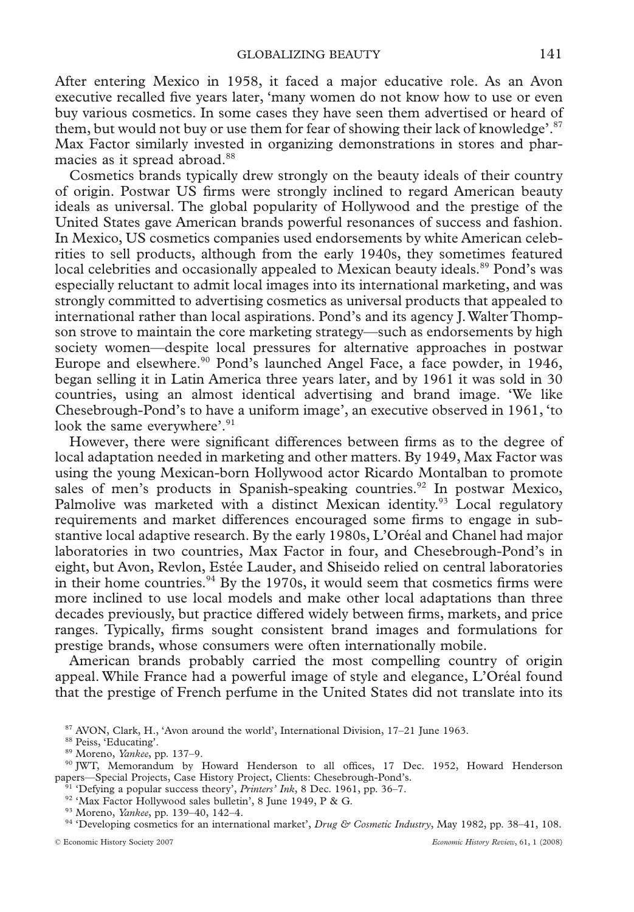After entering Mexico in 1958, it faced a major educative role. As an Avon executive recalled five years later, 'many women do not know how to use or even buy various cosmetics. In some cases they have seen them advertised or heard of them, but would not buy or use them for fear of showing their lack of knowledge'.[87] Max Factor similarly invested in organizing demonstrations in stores and pharmacies as it spread abroad.[88]

Cosmetics brands typically drew strongly on the beauty ideals of their country of origin. Postwar US firms were strongly inclined to regard American beauty ideals as universal. The global popularity of Hollywood and the prestige of the United States gave American brands powerful resonances of success and fashion. In Mexico, US cosmetics companies used endorsements by white American celebrities to sell products, although from the early 1940s, they sometimes featured local celebrities and occasionally appealed to Mexican beauty ideals.[89] Pond's was especially reluctant to admit local images into its international marketing, and was strongly committed to advertising cosmetics as universal products that appealed to international rather than local aspirations. Pond's and its agency J. Walter Thompson strove to maintain the core marketing strategy—such as endorsements by high society women—despite local pressures for alternative approaches in postwar Europe and elsewhere.[90] Pond's launched Angel Face, a face powder, in 1946, began selling it in Latin America three years later, and by 1961 it was sold in 30 countries, using an almost identical advertising and brand image. 'We like Chesebrough-Pond's to have a uniform image', an executive observed in 1961, 'to look the same everywhere'.[91]

However, there were significant differences between firms as to the degree of local adaptation needed in marketing and other matters. By 1949, Max Factor was using the young Mexican-born Hollywood actor Ricardo Montalban to promote sales of men's products in Spanish-speaking countries.[92] In postwar Mexico, Palmolive was marketed with a distinct Mexican identity.[93] Local regulatory requirements and market differences encouraged some firms to engage in substantive local adaptive research. By the early 1980s, L'Oréal and Chanel had major laboratories in two countries, Max Factor in four, and Chesebrough-Pond's in eight, but Avon, Revlon, Estée Lauder, and Shiseido relied on central laboratories in their home countries.[94] By the 1970s, it would seem that cosmetics firms were more inclined to use local models and make other local adaptations than three decades previously, but practice differed widely between firms, markets, and price ranges. Typically, firms sought consistent brand images and formulations for prestige brands, whose consumers were often internationally mobile.

American brands probably carried the most compelling country of origin appeal. While France had a powerful image of style and elegance, L'Oréal found that the prestige of French perfume in the United States did not translate into its

---

[87] AVON, Clark, H., 'Avon around the world', International Division, 17–21 June 1963.

[88] Peiss, 'Educating'.

[89] Moreno, *Yankee*, pp. 137–9.

[90] JWT, Memorandum by Howard Henderson to all offices, 17 Dec. 1952, Howard Henderson papers—Special Projects, Case History Project, Clients: Chesebrough-Pond's.

[91] 'Defying a popular success theory', *Printers' Ink*, 8 Dec. 1961, pp. 36–7.

[92] 'Max Factor Hollywood sales bulletin', 8 June 1949, P & G.

[93] Moreno, *Yankee*, pp. 139–40, 142–4.

[94] 'Developing cosmetics for an international market', *Drug & Cosmetic Industry*, May 1982, pp. 38–41, 108.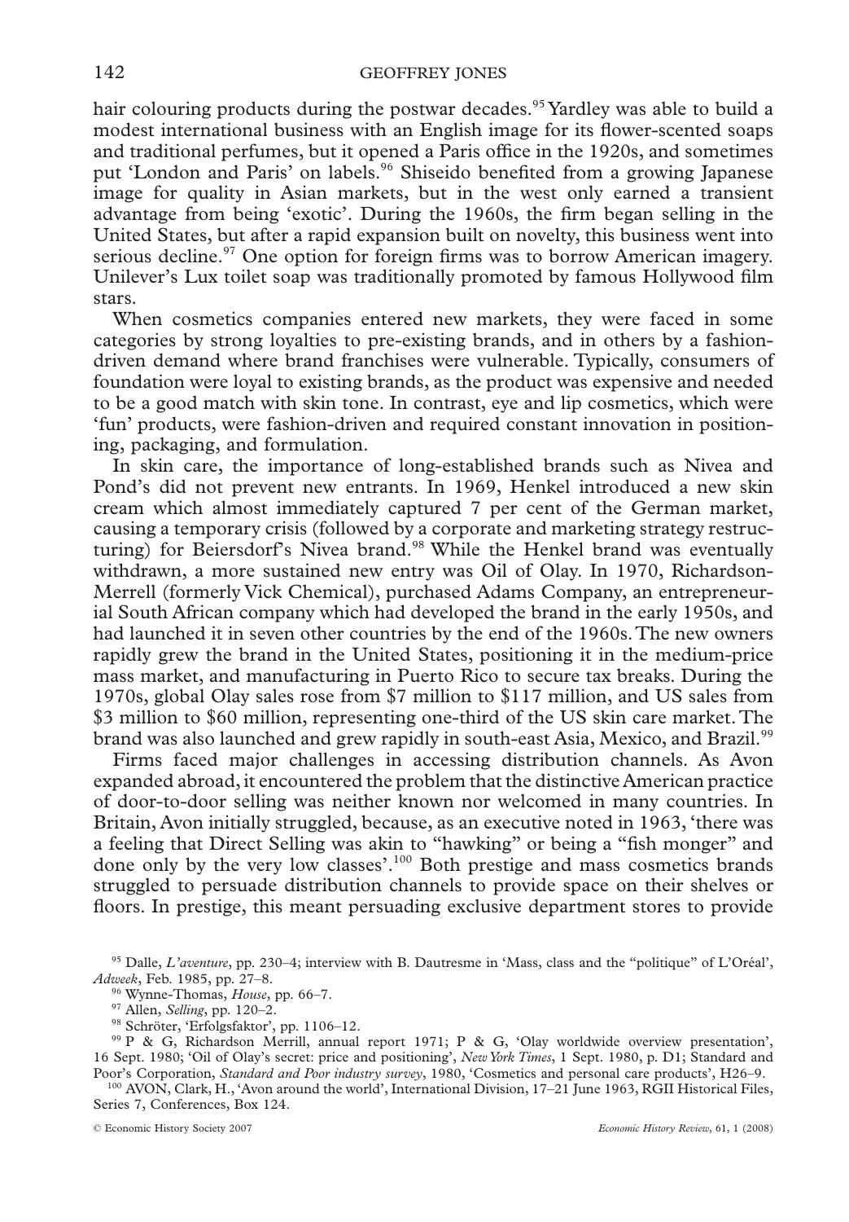hair colouring products during the postwar decades.[95] Yardley was able to build a modest international business with an English image for its flower-scented soaps and traditional perfumes, but it opened a Paris office in the 1920s, and sometimes put 'London and Paris' on labels.[96] Shiseido benefited from a growing Japanese image for quality in Asian markets, but in the west only earned a transient advantage from being 'exotic'. During the 1960s, the firm began selling in the United States, but after a rapid expansion built on novelty, this business went into serious decline.[97] One option for foreign firms was to borrow American imagery. Unilever's Lux toilet soap was traditionally promoted by famous Hollywood film stars.

When cosmetics companies entered new markets, they were faced in some categories by strong loyalties to pre-existing brands, and in others by a fashion-driven demand where brand franchises were vulnerable. Typically, consumers of foundation were loyal to existing brands, as the product was expensive and needed to be a good match with skin tone. In contrast, eye and lip cosmetics, which were 'fun' products, were fashion-driven and required constant innovation in positioning, packaging, and formulation.

In skin care, the importance of long-established brands such as Nivea and Pond's did not prevent new entrants. In 1969, Henkel introduced a new skin cream which almost immediately captured 7 per cent of the German market, causing a temporary crisis (followed by a corporate and marketing strategy restructuring) for Beiersdorf's Nivea brand.[98] While the Henkel brand was eventually withdrawn, a more sustained new entry was Oil of Olay. In 1970, Richardson-Merrell (formerly Vick Chemical), purchased Adams Company, an entrepreneurial South African company which had developed the brand in the early 1950s, and had launched it in seven other countries by the end of the 1960s. The new owners rapidly grew the brand in the United States, positioning it in the medium-price mass market, and manufacturing in Puerto Rico to secure tax breaks. During the 1970s, global Olay sales rose from \$7 million to \$117 million, and US sales from \$3 million to \$60 million, representing one-third of the US skin care market. The brand was also launched and grew rapidly in south-east Asia, Mexico, and Brazil.[99]

Firms faced major challenges in accessing distribution channels. As Avon expanded abroad, it encountered the problem that the distinctive American practice of door-to-door selling was neither known nor welcomed in many countries. In Britain, Avon initially struggled, because, as an executive noted in 1963, 'there was a feeling that Direct Selling was akin to "hawking" or being a "fish monger" and done only by the very low classes'.[100] Both prestige and mass cosmetics brands struggled to persuade distribution channels to provide space on their shelves or floors. In prestige, this meant persuading exclusive department stores to provide

[95] Dalle, *L'aventure*, pp. 230–4; interview with B. Dautresme in 'Mass, class and the "politique" of L'Oréal', *Adweek*, Feb. 1985, pp. 27–8.

[96] Wynne-Thomas, *House*, pp. 66–7.

[97] Allen, *Selling*, pp. 120–2.

[98] Schröter, 'Erfolgsfaktor', pp. 1106–12.

[99] P & G, Richardson Merrill, annual report 1971; P & G, 'Olay worldwide overview presentation', 16 Sept. 1980; 'Oil of Olay's secret: price and positioning', *New York Times*, 1 Sept. 1980, p. D1; Standard and Poor's Corporation, *Standard and Poor industry survey*, 1980, 'Cosmetics and personal care products', H26–9.

[100] AVON, Clark, H., 'Avon around the world', International Division, 17–21 June 1963, RGII Historical Files, Series 7, Conferences, Box 124.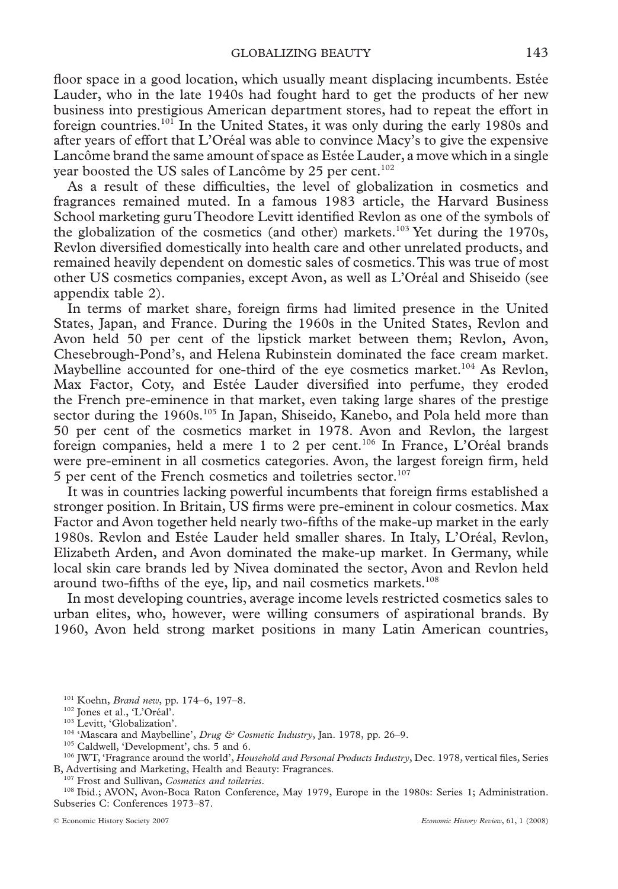floor space in a good location, which usually meant displacing incumbents. Estée Lauder, who in the late 1940s had fought hard to get the products of her new business into prestigious American department stores, had to repeat the effort in foreign countries.[101] In the United States, it was only during the early 1980s and after years of effort that L'Oréal was able to convince Macy's to give the expensive Lancôme brand the same amount of space as Estée Lauder, a move which in a single year boosted the US sales of Lancôme by 25 per cent.[102]

As a result of these difficulties, the level of globalization in cosmetics and fragrances remained muted. In a famous 1983 article, the Harvard Business School marketing guru Theodore Levitt identified Revlon as one of the symbols of the globalization of the cosmetics (and other) markets.[103] Yet during the 1970s, Revlon diversified domestically into health care and other unrelated products, and remained heavily dependent on domestic sales of cosmetics. This was true of most other US cosmetics companies, except Avon, as well as L'Oréal and Shiseido (see appendix table 2).

In terms of market share, foreign firms had limited presence in the United States, Japan, and France. During the 1960s in the United States, Revlon and Avon held 50 per cent of the lipstick market between them; Revlon, Avon, Chesebrough-Pond's, and Helena Rubinstein dominated the face cream market. Maybelline accounted for one-third of the eye cosmetics market.[104] As Revlon, Max Factor, Coty, and Estée Lauder diversified into perfume, they eroded the French pre-eminence in that market, even taking large shares of the prestige sector during the 1960s.[105] In Japan, Shiseido, Kanebo, and Pola held more than 50 per cent of the cosmetics market in 1978. Avon and Revlon, the largest foreign companies, held a mere 1 to 2 per cent.[106] In France, L'Oréal brands were pre-eminent in all cosmetics categories. Avon, the largest foreign firm, held 5 per cent of the French cosmetics and toiletries sector.[107]

It was in countries lacking powerful incumbents that foreign firms established a stronger position. In Britain, US firms were pre-eminent in colour cosmetics. Max Factor and Avon together held nearly two-fifths of the make-up market in the early 1980s. Revlon and Estée Lauder held smaller shares. In Italy, L'Oréal, Revlon, Elizabeth Arden, and Avon dominated the make-up market. In Germany, while local skin care brands led by Nivea dominated the sector, Avon and Revlon held around two-fifths of the eye, lip, and nail cosmetics markets.[108]

In most developing countries, average income levels restricted cosmetics sales to urban elites, who, however, were willing consumers of aspirational brands. By 1960, Avon held strong market positions in many Latin American countries,

---

[101] Koehn, *Brand new*, pp. 174–6, 197–8.

[102] Jones et al., 'L'Oréal'.

[103] Levitt, 'Globalization'.

[104] 'Mascara and Maybelline', *Drug & Cosmetic Industry*, Jan. 1978, pp. 26–9.

[105] Caldwell, 'Development', chs. 5 and 6.

[106] JWT, 'Fragrance around the world', *Household and Personal Products Industry*, Dec. 1978, vertical files, Series B, Advertising and Marketing, Health and Beauty: Fragrances.

[107] Frost and Sullivan, *Cosmetics and toiletries*.

[108] Ibid.; AVON, Avon-Boca Raton Conference, May 1979, Europe in the 1980s: Series 1; Administration. Subseries C: Conferences 1973–87.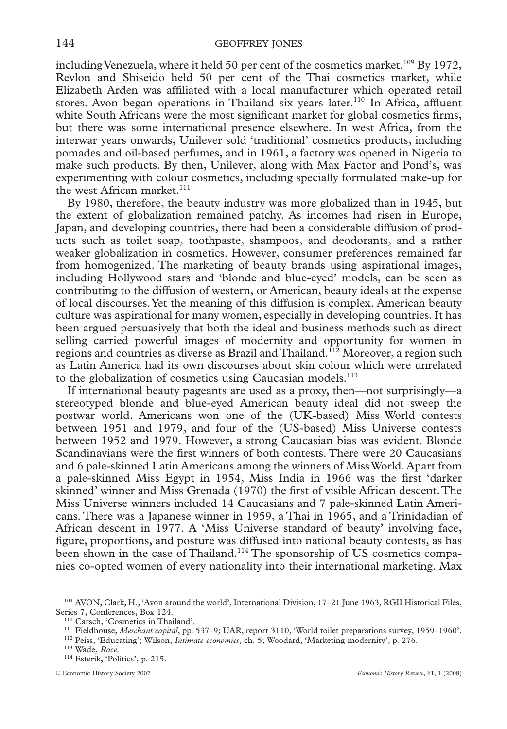including Venezuela, where it held 50 per cent of the cosmetics market.[109] By 1972, Revlon and Shiseido held 50 per cent of the Thai cosmetics market, while Elizabeth Arden was affiliated with a local manufacturer which operated retail stores. Avon began operations in Thailand six years later.[110] In Africa, affluent white South Africans were the most significant market for global cosmetics firms, but there was some international presence elsewhere. In west Africa, from the interwar years onwards, Unilever sold 'traditional' cosmetics products, including pomades and oil-based perfumes, and in 1961, a factory was opened in Nigeria to make such products. By then, Unilever, along with Max Factor and Pond's, was experimenting with colour cosmetics, including specially formulated make-up for the west African market.[111]

By 1980, therefore, the beauty industry was more globalized than in 1945, but the extent of globalization remained patchy. As incomes had risen in Europe, Japan, and developing countries, there had been a considerable diffusion of products such as toilet soap, toothpaste, shampoos, and deodorants, and a rather weaker globalization in cosmetics. However, consumer preferences remained far from homogenized. The marketing of beauty brands using aspirational images, including Hollywood stars and 'blonde and blue-eyed' models, can be seen as contributing to the diffusion of western, or American, beauty ideals at the expense of local discourses. Yet the meaning of this diffusion is complex. American beauty culture was aspirational for many women, especially in developing countries. It has been argued persuasively that both the ideal and business methods such as direct selling carried powerful images of modernity and opportunity for women in regions and countries as diverse as Brazil and Thailand.[112] Moreover, a region such as Latin America had its own discourses about skin colour which were unrelated to the globalization of cosmetics using Caucasian models.[113]

If international beauty pageants are used as a proxy, then—not surprisingly—a stereotyped blonde and blue-eyed American beauty ideal did not sweep the postwar world. Americans won one of the (UK-based) Miss World contests between 1951 and 1979, and four of the (US-based) Miss Universe contests between 1952 and 1979. However, a strong Caucasian bias was evident. Blonde Scandinavians were the first winners of both contests. There were 20 Caucasians and 6 pale-skinned Latin Americans among the winners of Miss World. Apart from a pale-skinned Miss Egypt in 1954, Miss India in 1966 was the first 'darker skinned' winner and Miss Grenada (1970) the first of visible African descent. The Miss Universe winners included 14 Caucasians and 7 pale-skinned Latin Americans. There was a Japanese winner in 1959, a Thai in 1965, and a Trinidadian of African descent in 1977. A 'Miss Universe standard of beauty' involving face, figure, proportions, and posture was diffused into national beauty contests, as has been shown in the case of Thailand.[114] The sponsorship of US cosmetics companies co-opted women of every nationality into their international marketing. Max

[109] AVON, Clark, H., 'Avon around the world', International Division, 17–21 June 1963, RGII Historical Files, Series 7, Conferences, Box 124.

[110] Carsch, 'Cosmetics in Thailand'.

[111] Fieldhouse, *Merchant capital*, pp. 537–9; UAR, report 3110, 'World toilet preparations survey, 1959–1960'.

[112] Peiss, 'Educating'; Wilson, *Intimate economies*, ch. 5; Woodard, 'Marketing modernity', p. 276.

[113] Wade, *Race*.

[114] Esterik, 'Politics', p. 215.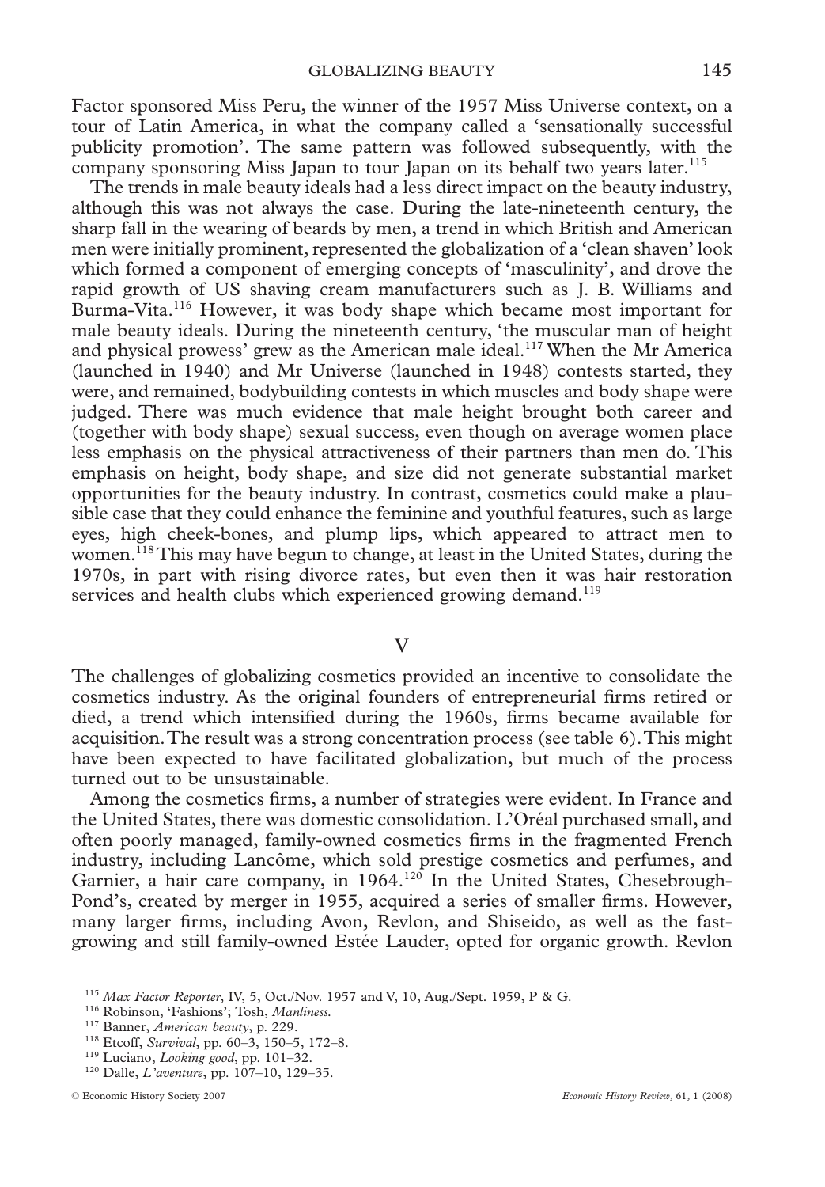Factor sponsored Miss Peru, the winner of the 1957 Miss Universe context, on a tour of Latin America, in what the company called a 'sensationally successful publicity promotion'. The same pattern was followed subsequently, with the company sponsoring Miss Japan to tour Japan on its behalf two years later.[115]

The trends in male beauty ideals had a less direct impact on the beauty industry, although this was not always the case. During the late-nineteenth century, the sharp fall in the wearing of beards by men, a trend in which British and American men were initially prominent, represented the globalization of a 'clean shaven' look which formed a component of emerging concepts of 'masculinity', and drove the rapid growth of US shaving cream manufacturers such as J. B. Williams and Burma-Vita.[116] However, it was body shape which became most important for male beauty ideals. During the nineteenth century, 'the muscular man of height and physical prowess' grew as the American male ideal.[117] When the Mr America (launched in 1940) and Mr Universe (launched in 1948) contests started, they were, and remained, bodybuilding contests in which muscles and body shape were judged. There was much evidence that male height brought both career and (together with body shape) sexual success, even though on average women place less emphasis on the physical attractiveness of their partners than men do. This emphasis on height, body shape, and size did not generate substantial market opportunities for the beauty industry. In contrast, cosmetics could make a plausible case that they could enhance the feminine and youthful features, such as large eyes, high cheek-bones, and plump lips, which appeared to attract men to women.[118] This may have begun to change, at least in the United States, during the 1970s, in part with rising divorce rates, but even then it was hair restoration services and health clubs which experienced growing demand.[119]

## V

The challenges of globalizing cosmetics provided an incentive to consolidate the cosmetics industry. As the original founders of entrepreneurial firms retired or died, a trend which intensified during the 1960s, firms became available for acquisition. The result was a strong concentration process (see table 6). This might have been expected to have facilitated globalization, but much of the process turned out to be unsustainable.

Among the cosmetics firms, a number of strategies were evident. In France and the United States, there was domestic consolidation. L'Oréal purchased small, and often poorly managed, family-owned cosmetics firms in the fragmented French industry, including Lancôme, which sold prestige cosmetics and perfumes, and Garnier, a hair care company, in 1964.[120] In the United States, Chesebrough-Pond's, created by merger in 1955, acquired a series of smaller firms. However, many larger firms, including Avon, Revlon, and Shiseido, as well as the fast-growing and still family-owned Estée Lauder, opted for organic growth. Revlon

[115] *Max Factor Reporter*, IV, 5, Oct./Nov. 1957 and V, 10, Aug./Sept. 1959, P & G.

[116] Robinson, 'Fashions'; Tosh, *Manliness*.

[117] Banner, *American beauty*, p. 229.

[118] Etcoff, *Survival*, pp. 60–3, 150–5, 172–8.

[119] Luciano, *Looking good*, pp. 101–32.

[120] Dalle, *L'aventure*, pp. 107–10, 129–35.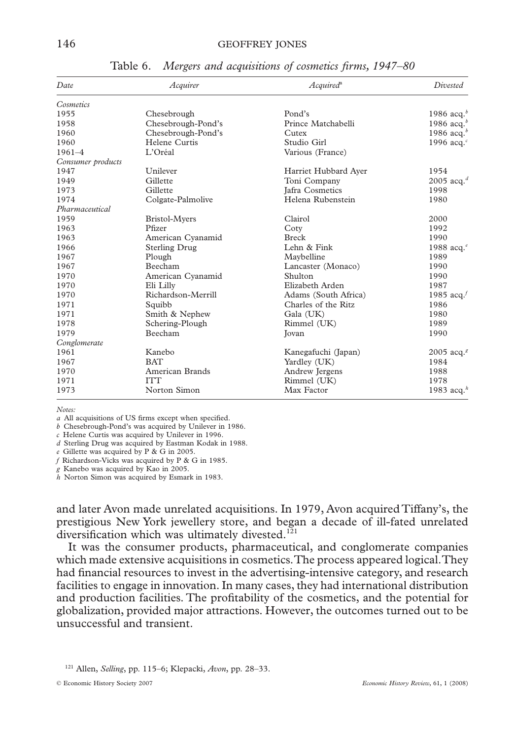Table 6. *Mergers and acquisitions of cosmetics firms, 1947–80*

| *Date* | *Acquirer* | *Acquired*[a] | *Divested* |
|---|---|---|---|
| *Cosmetics* | | | |
| 1955 | Chesebrough | Pond's | 1986 acq.[b] |
| 1958 | Chesebrough-Pond's | Prince Matchabelli | 1986 acq.[b] |
| 1960 | Chesebrough-Pond's | Cutex | 1986 acq.[b] |
| 1960 | Helene Curtis | Studio Girl | 1996 acq.[c] |
| 1961–4 | L'Oréal | Various (France) | |
| *Consumer products* | | | |
| 1947 | Unilever | Harriet Hubbard Ayer | 1954 |
| 1949 | Gillette | Toni Company | 2005 acq.[d] |
| 1973 | Gillette | Jafra Cosmetics | 1998 |
| 1974 | Colgate-Palmolive | Helena Rubenstein | 1980 |
| *Pharmaceutical* | | | |
| 1959 | Bristol-Myers | Clairol | 2000 |
| 1963 | Pfizer | Coty | 1992 |
| 1963 | American Cyanamid | Breck | 1990 |
| 1966 | Sterling Drug | Lehn & Fink | 1988 acq.[e] |
| 1967 | Plough | Maybelline | 1989 |
| 1967 | Beecham | Lancaster (Monaco) | 1990 |
| 1970 | American Cyanamid | Shulton | 1990 |
| 1970 | Eli Lilly | Elizabeth Arden | 1987 |
| 1970 | Richardson-Merrill | Adams (South Africa) | 1985 acq.[f] |
| 1971 | Squibb | Charles of the Ritz | 1986 |
| 1971 | Smith & Nephew | Gala (UK) | 1980 |
| 1978 | Schering-Plough | Rimmel (UK) | 1989 |
| 1979 | Beecham | Jovan | 1990 |
| *Conglomerate* | | | |
| 1961 | Kanebo | Kanegafuchi (Japan) | 2005 acq.[g] |
| 1967 | BAT | Yardley (UK) | 1984 |
| 1970 | American Brands | Andrew Jergens | 1988 |
| 1971 | ITT | Rimmel (UK) | 1978 |
| 1973 | Norton Simon | Max Factor | 1983 acq.[h] |

*Notes:*
*a* All acquisitions of US firms except when specified.
*b* Chesebrough-Pond's was acquired by Unilever in 1986.
*c* Helene Curtis was acquired by Unilever in 1996.
*d* Sterling Drug was acquired by Eastman Kodak in 1988.
*e* Gillette was acquired by P & G in 2005.
*f* Richardson-Vicks was acquired by P & G in 1985.
*g* Kanebo was acquired by Kao in 2005.
*h* Norton Simon was acquired by Esmark in 1983.

and later Avon made unrelated acquisitions. In 1979, Avon acquired Tiffany's, the prestigious New York jewellery store, and began a decade of ill-fated unrelated diversification which was ultimately divested.[121]

It was the consumer products, pharmaceutical, and conglomerate companies which made extensive acquisitions in cosmetics. The process appeared logical. They had financial resources to invest in the advertising-intensive category, and research facilities to engage in innovation. In many cases, they had international distribution and production facilities. The profitability of the cosmetics, and the potential for globalization, provided major attractions. However, the outcomes turned out to be unsuccessful and transient.

[121] Allen, *Selling*, pp. 115–6; Klepacki, *Avon*, pp. 28–33.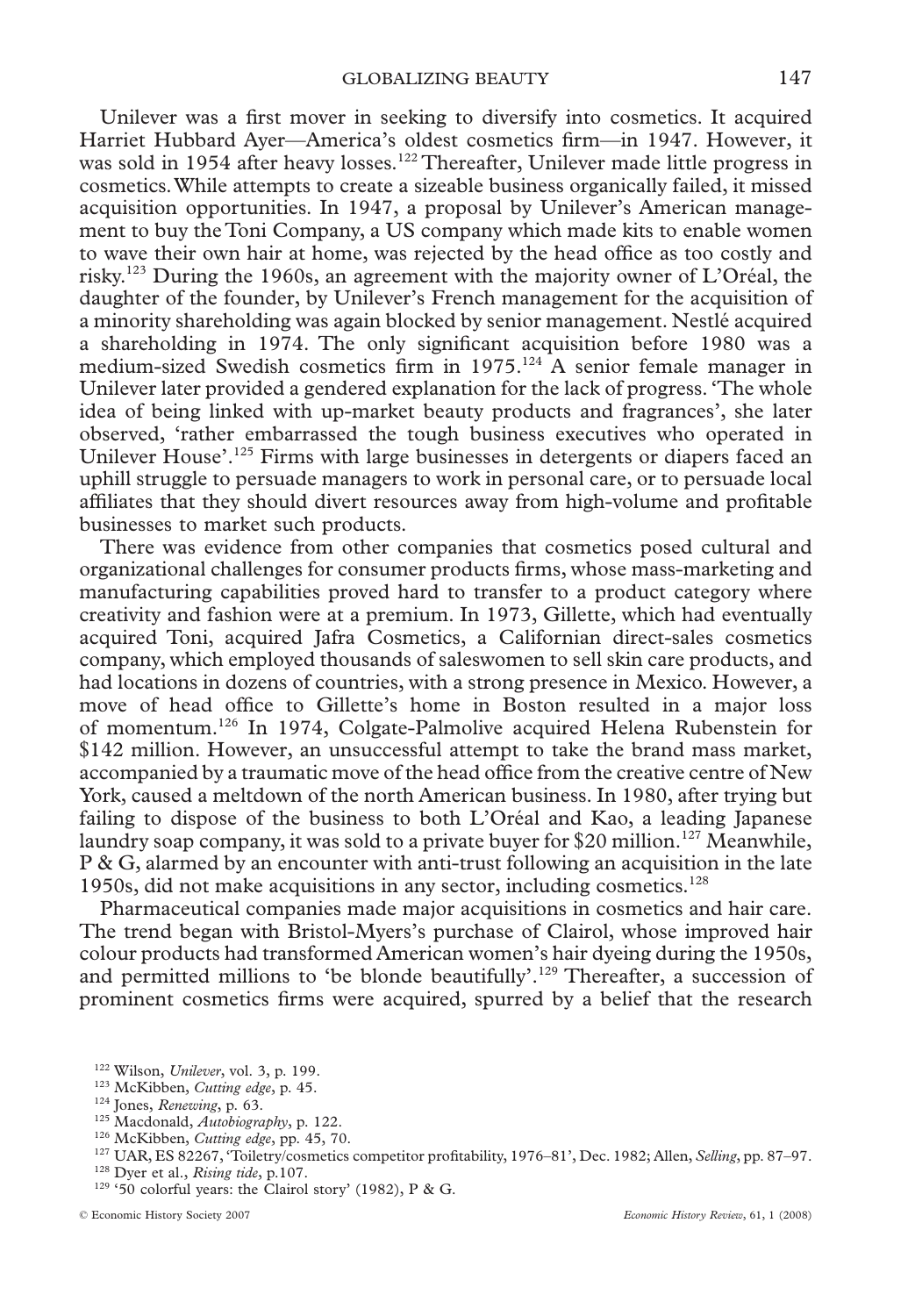Unilever was a first mover in seeking to diversify into cosmetics. It acquired Harriet Hubbard Ayer—America's oldest cosmetics firm—in 1947. However, it was sold in 1954 after heavy losses.[122] Thereafter, Unilever made little progress in cosmetics. While attempts to create a sizeable business organically failed, it missed acquisition opportunities. In 1947, a proposal by Unilever's American management to buy the Toni Company, a US company which made kits to enable women to wave their own hair at home, was rejected by the head office as too costly and risky.[123] During the 1960s, an agreement with the majority owner of L'Oréal, the daughter of the founder, by Unilever's French management for the acquisition of a minority shareholding was again blocked by senior management. Nestlé acquired a shareholding in 1974. The only significant acquisition before 1980 was a medium-sized Swedish cosmetics firm in 1975.[124] A senior female manager in Unilever later provided a gendered explanation for the lack of progress. 'The whole idea of being linked with up-market beauty products and fragrances', she later observed, 'rather embarrassed the tough business executives who operated in Unilever House'.[125] Firms with large businesses in detergents or diapers faced an uphill struggle to persuade managers to work in personal care, or to persuade local affiliates that they should divert resources away from high-volume and profitable businesses to market such products.

There was evidence from other companies that cosmetics posed cultural and organizational challenges for consumer products firms, whose mass-marketing and manufacturing capabilities proved hard to transfer to a product category where creativity and fashion were at a premium. In 1973, Gillette, which had eventually acquired Toni, acquired Jafra Cosmetics, a Californian direct-sales cosmetics company, which employed thousands of saleswomen to sell skin care products, and had locations in dozens of countries, with a strong presence in Mexico. However, a move of head office to Gillette's home in Boston resulted in a major loss of momentum.[126] In 1974, Colgate-Palmolive acquired Helena Rubenstein for \$142 million. However, an unsuccessful attempt to take the brand mass market, accompanied by a traumatic move of the head office from the creative centre of New York, caused a meltdown of the north American business. In 1980, after trying but failing to dispose of the business to both L'Oréal and Kao, a leading Japanese laundry soap company, it was sold to a private buyer for \$20 million.[127] Meanwhile, P & G, alarmed by an encounter with anti-trust following an acquisition in the late 1950s, did not make acquisitions in any sector, including cosmetics.[128]

Pharmaceutical companies made major acquisitions in cosmetics and hair care. The trend began with Bristol-Myers's purchase of Clairol, whose improved hair colour products had transformed American women's hair dyeing during the 1950s, and permitted millions to 'be blonde beautifully'.[129] Thereafter, a succession of prominent cosmetics firms were acquired, spurred by a belief that the research

[122] Wilson, *Unilever*, vol. 3, p. 199.

[123] McKibben, *Cutting edge*, p. 45.

[124] Jones, *Renewing*, p. 63.

[125] Macdonald, *Autobiography*, p. 122.

[126] McKibben, *Cutting edge*, pp. 45, 70.

[127] UAR, ES 82267, 'Toiletry/cosmetics competitor profitability, 1976–81', Dec. 1982; Allen, *Selling*, pp. 87–97.

[128] Dyer et al., *Rising tide*, p.107.

[129] '50 colorful years: the Clairol story' (1982), P & G.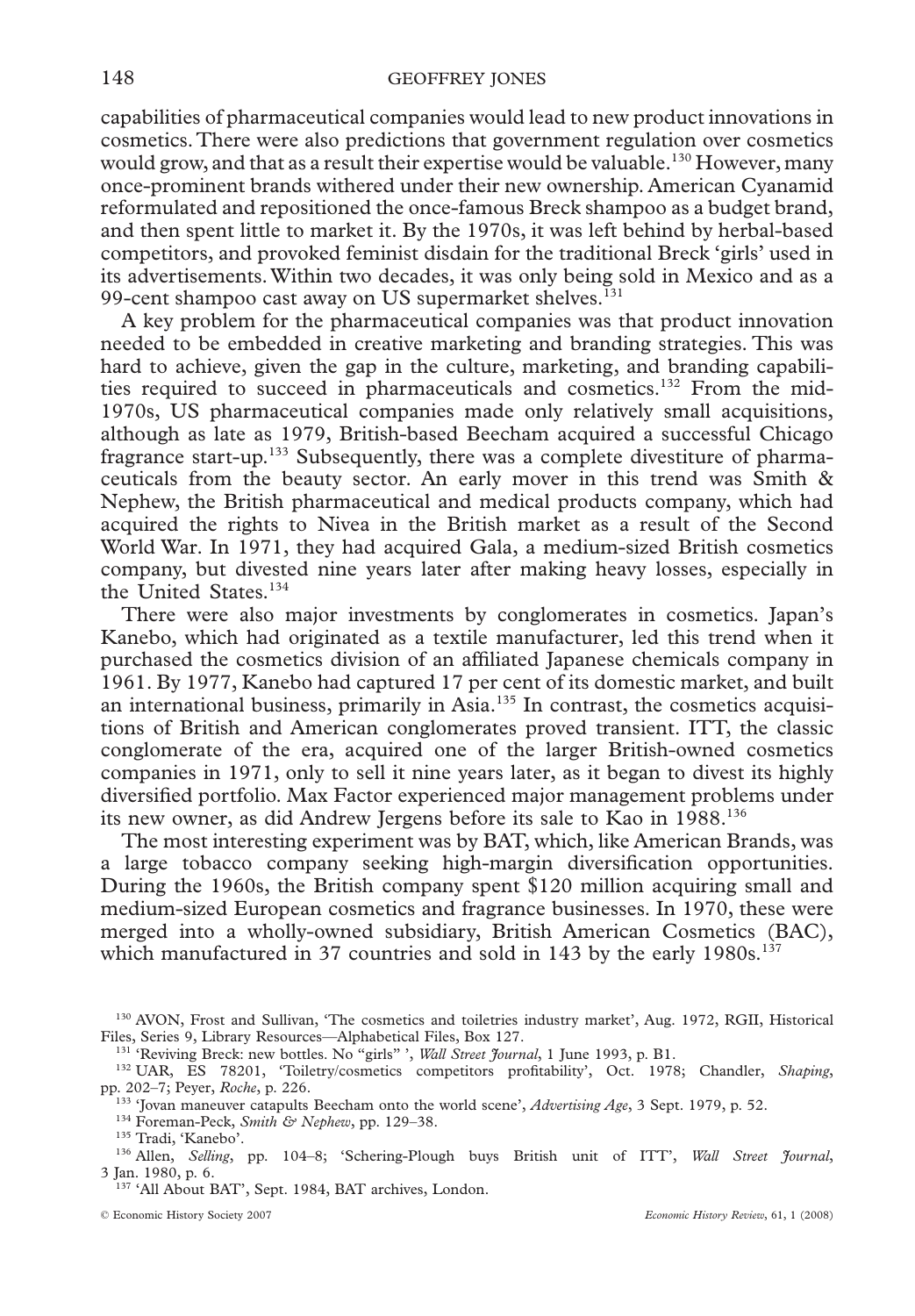capabilities of pharmaceutical companies would lead to new product innovations in cosmetics. There were also predictions that government regulation over cosmetics would grow, and that as a result their expertise would be valuable.[130] However, many once-prominent brands withered under their new ownership. American Cyanamid reformulated and repositioned the once-famous Breck shampoo as a budget brand, and then spent little to market it. By the 1970s, it was left behind by herbal-based competitors, and provoked feminist disdain for the traditional Breck 'girls' used in its advertisements. Within two decades, it was only being sold in Mexico and as a 99-cent shampoo cast away on US supermarket shelves.[131]

A key problem for the pharmaceutical companies was that product innovation needed to be embedded in creative marketing and branding strategies. This was hard to achieve, given the gap in the culture, marketing, and branding capabilities required to succeed in pharmaceuticals and cosmetics.[132] From the mid-1970s, US pharmaceutical companies made only relatively small acquisitions, although as late as 1979, British-based Beecham acquired a successful Chicago fragrance start-up.[133] Subsequently, there was a complete divestiture of pharmaceuticals from the beauty sector. An early mover in this trend was Smith & Nephew, the British pharmaceutical and medical products company, which had acquired the rights to Nivea in the British market as a result of the Second World War. In 1971, they had acquired Gala, a medium-sized British cosmetics company, but divested nine years later after making heavy losses, especially in the United States.[134]

There were also major investments by conglomerates in cosmetics. Japan's Kanebo, which had originated as a textile manufacturer, led this trend when it purchased the cosmetics division of an affiliated Japanese chemicals company in 1961. By 1977, Kanebo had captured 17 per cent of its domestic market, and built an international business, primarily in Asia.[135] In contrast, the cosmetics acquisitions of British and American conglomerates proved transient. ITT, the classic conglomerate of the era, acquired one of the larger British-owned cosmetics companies in 1971, only to sell it nine years later, as it began to divest its highly diversified portfolio. Max Factor experienced major management problems under its new owner, as did Andrew Jergens before its sale to Kao in 1988.[136]

The most interesting experiment was by BAT, which, like American Brands, was a large tobacco company seeking high-margin diversification opportunities. During the 1960s, the British company spent $120 million acquiring small and medium-sized European cosmetics and fragrance businesses. In 1970, these were merged into a wholly-owned subsidiary, British American Cosmetics (BAC), which manufactured in 37 countries and sold in 143 by the early 1980s.[137]

---

[130] AVON, Frost and Sullivan, 'The cosmetics and toiletries industry market', Aug. 1972, RGII, Historical Files, Series 9, Library Resources—Alphabetical Files, Box 127.

[131] 'Reviving Breck: new bottles. No "girls" ', *Wall Street Journal*, 1 June 1993, p. B1.

[132] UAR, ES 78201, 'Toiletry/cosmetics competitors profitability', Oct. 1978; Chandler, *Shaping*, pp. 202–7; Peyer, *Roche*, p. 226.

[133] 'Jovan maneuver catapults Beecham onto the world scene', *Advertising Age*, 3 Sept. 1979, p. 52.

[134] Foreman-Peck, *Smith & Nephew*, pp. 129–38.

[135] Tradi, 'Kanebo'.

[136] Allen, *Selling*, pp. 104–8; 'Schering-Plough buys British unit of ITT', *Wall Street Journal*, 3 Jan. 1980, p. 6.

[137] 'All About BAT', Sept. 1984, BAT archives, London.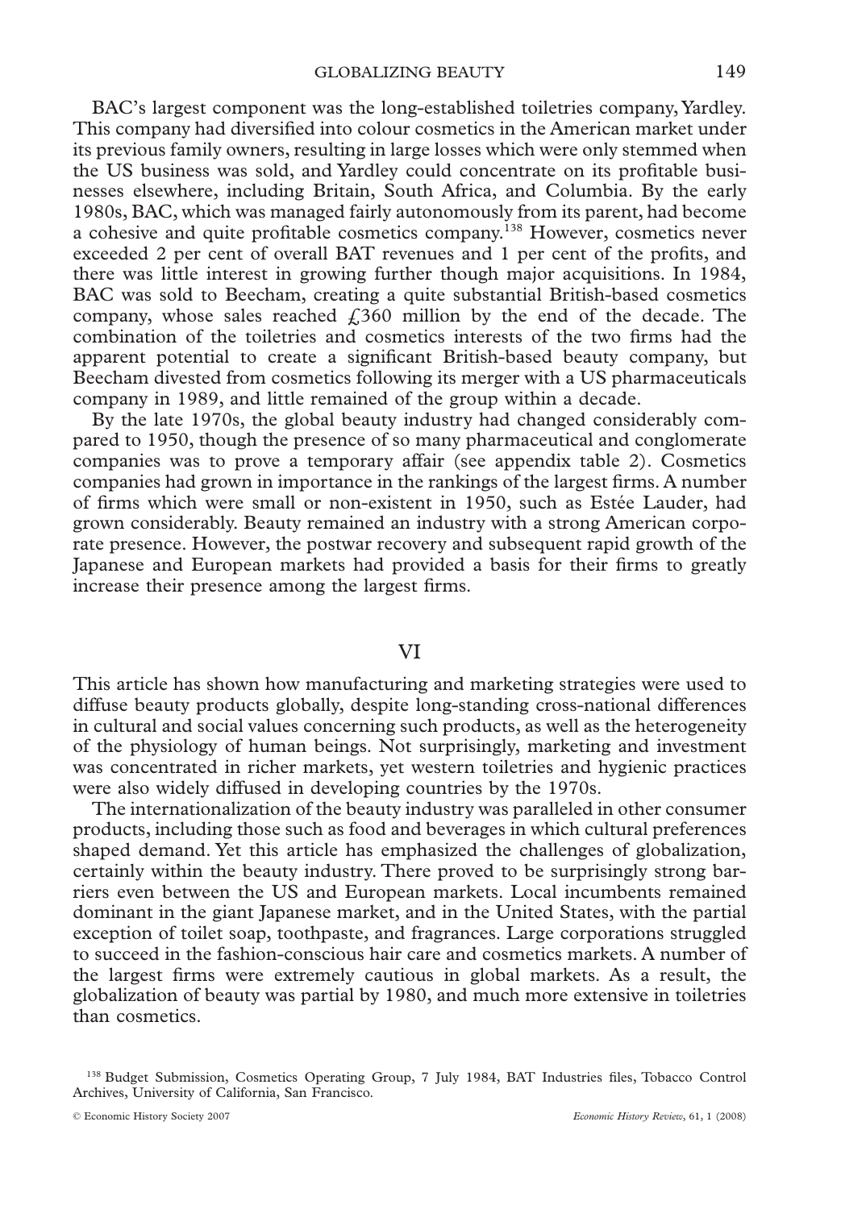BAC's largest component was the long-established toiletries company, Yardley. This company had diversified into colour cosmetics in the American market under its previous family owners, resulting in large losses which were only stemmed when the US business was sold, and Yardley could concentrate on its profitable businesses elsewhere, including Britain, South Africa, and Columbia. By the early 1980s, BAC, which was managed fairly autonomously from its parent, had become a cohesive and quite profitable cosmetics company.[138] However, cosmetics never exceeded 2 per cent of overall BAT revenues and 1 per cent of the profits, and there was little interest in growing further though major acquisitions. In 1984, BAC was sold to Beecham, creating a quite substantial British-based cosmetics company, whose sales reached £360 million by the end of the decade. The combination of the toiletries and cosmetics interests of the two firms had the apparent potential to create a significant British-based beauty company, but Beecham divested from cosmetics following its merger with a US pharmaceuticals company in 1989, and little remained of the group within a decade.

By the late 1970s, the global beauty industry had changed considerably compared to 1950, though the presence of so many pharmaceutical and conglomerate companies was to prove a temporary affair (see appendix table 2). Cosmetics companies had grown in importance in the rankings of the largest firms. A number of firms which were small or non-existent in 1950, such as Estée Lauder, had grown considerably. Beauty remained an industry with a strong American corporate presence. However, the postwar recovery and subsequent rapid growth of the Japanese and European markets had provided a basis for their firms to greatly increase their presence among the largest firms.

## VI

This article has shown how manufacturing and marketing strategies were used to diffuse beauty products globally, despite long-standing cross-national differences in cultural and social values concerning such products, as well as the heterogeneity of the physiology of human beings. Not surprisingly, marketing and investment was concentrated in richer markets, yet western toiletries and hygienic practices were also widely diffused in developing countries by the 1970s.

The internationalization of the beauty industry was paralleled in other consumer products, including those such as food and beverages in which cultural preferences shaped demand. Yet this article has emphasized the challenges of globalization, certainly within the beauty industry. There proved to be surprisingly strong barriers even between the US and European markets. Local incumbents remained dominant in the giant Japanese market, and in the United States, with the partial exception of toilet soap, toothpaste, and fragrances. Large corporations struggled to succeed in the fashion-conscious hair care and cosmetics markets. A number of the largest firms were extremely cautious in global markets. As a result, the globalization of beauty was partial by 1980, and much more extensive in toiletries than cosmetics.

[138] Budget Submission, Cosmetics Operating Group, 7 July 1984, BAT Industries files, Tobacco Control Archives, University of California, San Francisco.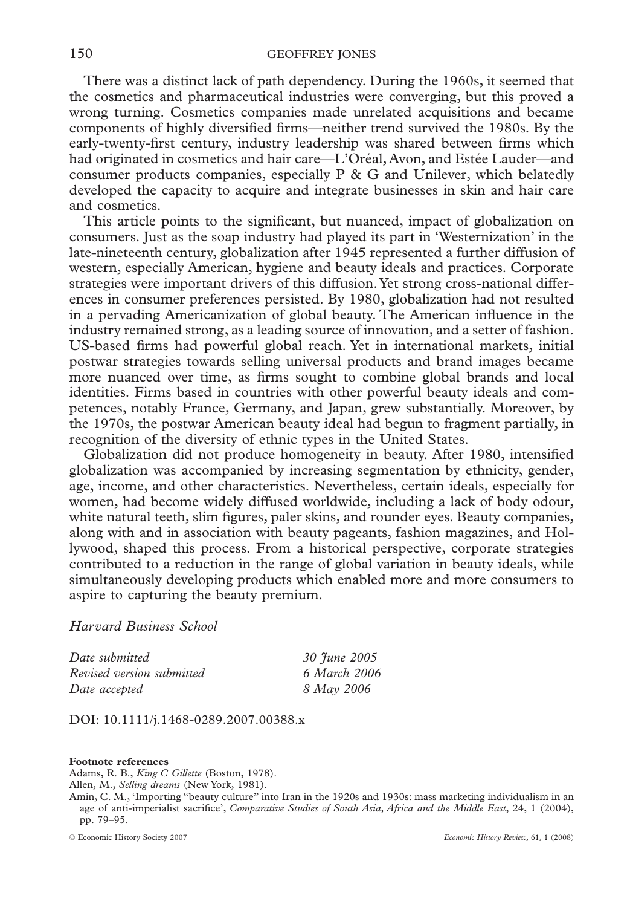There was a distinct lack of path dependency. During the 1960s, it seemed that the cosmetics and pharmaceutical industries were converging, but this proved a wrong turning. Cosmetics companies made unrelated acquisitions and became components of highly diversified firms—neither trend survived the 1980s. By the early-twenty-first century, industry leadership was shared between firms which had originated in cosmetics and hair care—L'Oréal, Avon, and Estée Lauder—and consumer products companies, especially P & G and Unilever, which belatedly developed the capacity to acquire and integrate businesses in skin and hair care and cosmetics.

This article points to the significant, but nuanced, impact of globalization on consumers. Just as the soap industry had played its part in 'Westernization' in the late-nineteenth century, globalization after 1945 represented a further diffusion of western, especially American, hygiene and beauty ideals and practices. Corporate strategies were important drivers of this diffusion. Yet strong cross-national differences in consumer preferences persisted. By 1980, globalization had not resulted in a pervading Americanization of global beauty. The American influence in the industry remained strong, as a leading source of innovation, and a setter of fashion. US-based firms had powerful global reach. Yet in international markets, initial postwar strategies towards selling universal products and brand images became more nuanced over time, as firms sought to combine global brands and local identities. Firms based in countries with other powerful beauty ideals and competences, notably France, Germany, and Japan, grew substantially. Moreover, by the 1970s, the postwar American beauty ideal had begun to fragment partially, in recognition of the diversity of ethnic types in the United States.

Globalization did not produce homogeneity in beauty. After 1980, intensified globalization was accompanied by increasing segmentation by ethnicity, gender, age, income, and other characteristics. Nevertheless, certain ideals, especially for women, had become widely diffused worldwide, including a lack of body odour, white natural teeth, slim figures, paler skins, and rounder eyes. Beauty companies, along with and in association with beauty pageants, fashion magazines, and Hollywood, shaped this process. From a historical perspective, corporate strategies contributed to a reduction in the range of global variation in beauty ideals, while simultaneously developing products which enabled more and more consumers to aspire to capturing the beauty premium.

*Harvard Business School*

| | |
|---|---|
| *Date submitted* | *30 June 2005* |
| *Revised version submitted* | *6 March 2006* |
| *Date accepted* | *8 May 2006* |

DOI: 10.1111/j.1468-0289.2007.00388.x

**Footnote references**

Adams, R. B., *King C Gillette* (Boston, 1978).

Allen, M., *Selling dreams* (New York, 1981).

Amin, C. M., 'Importing "beauty culture" into Iran in the 1920s and 1930s: mass marketing individualism in an age of anti-imperialist sacrifice', *Comparative Studies of South Asia, Africa and the Middle East*, 24, 1 (2004), pp. 79–95.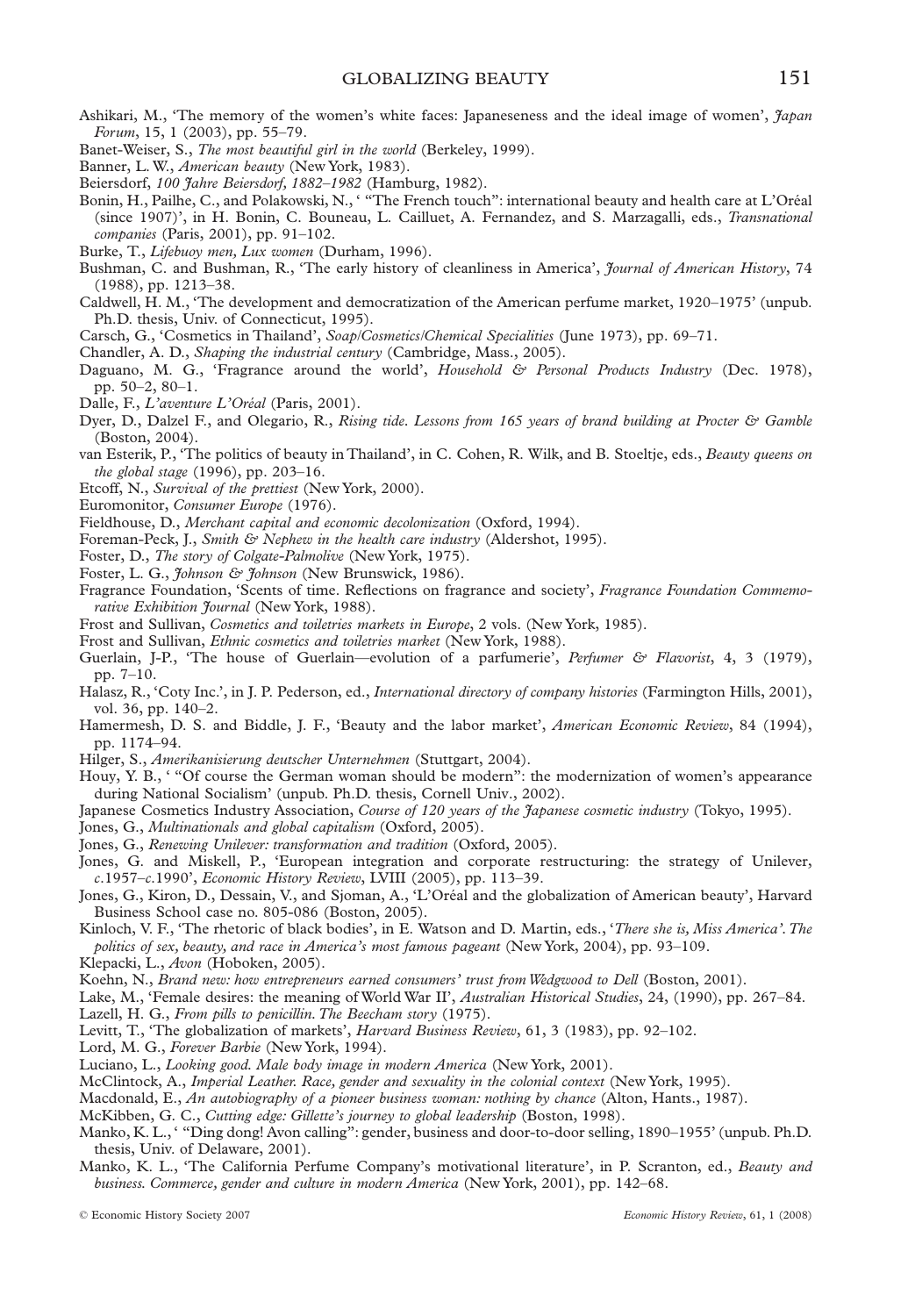Ashikari, M., 'The memory of the women's white faces: Japaneseness and the ideal image of women', *Japan Forum*, 15, 1 (2003), pp. 55–79.

Banet-Weiser, S., *The most beautiful girl in the world* (Berkeley, 1999).

Banner, L. W., *American beauty* (New York, 1983).

Beiersdorf, *100 Jahre Beiersdorf, 1882–1982* (Hamburg, 1982).

Bonin, H., Pailhe, C., and Polakowski, N., ' "The French touch": international beauty and health care at L'Oréal (since 1907)', in H. Bonin, C. Bouneau, L. Cailluet, A. Fernandez, and S. Marzagalli, eds., *Transnational companies* (Paris, 2001), pp. 91–102.

Burke, T., *Lifebuoy men, Lux women* (Durham, 1996).

Bushman, C. and Bushman, R., 'The early history of cleanliness in America', *Journal of American History*, 74 (1988), pp. 1213–38.

Caldwell, H. M., 'The development and democratization of the American perfume market, 1920–1975' (unpub. Ph.D. thesis, Univ. of Connecticut, 1995).

Carsch, G., 'Cosmetics in Thailand', *Soap/Cosmetics/Chemical Specialities* (June 1973), pp. 69–71.

Chandler, A. D., *Shaping the industrial century* (Cambridge, Mass., 2005).

Daguano, M. G., 'Fragrance around the world', *Household & Personal Products Industry* (Dec. 1978), pp. 50–2, 80–1.

Dalle, F., *L'aventure L'Oréal* (Paris, 2001).

Dyer, D., Dalzel F., and Olegario, R., *Rising tide. Lessons from 165 years of brand building at Procter & Gamble* (Boston, 2004).

van Esterik, P., 'The politics of beauty in Thailand', in C. Cohen, R. Wilk, and B. Stoeltje, eds., *Beauty queens on the global stage* (1996), pp. 203–16.

Etcoff, N., *Survival of the prettiest* (New York, 2000).

Euromonitor, *Consumer Europe* (1976).

Fieldhouse, D., *Merchant capital and economic decolonization* (Oxford, 1994).

Foreman-Peck, J., *Smith & Nephew in the health care industry* (Aldershot, 1995).

Foster, D., *The story of Colgate-Palmolive* (New York, 1975).

Foster, L. G., *Johnson & Johnson* (New Brunswick, 1986).

Fragrance Foundation, 'Scents of time. Reflections on fragrance and society', *Fragrance Foundation Commemorative Exhibition Journal* (New York, 1988).

Frost and Sullivan, *Cosmetics and toiletries markets in Europe*, 2 vols. (New York, 1985).

Frost and Sullivan, *Ethnic cosmetics and toiletries market* (New York, 1988).

Guerlain, J-P., 'The house of Guerlain—evolution of a parfumerie', *Perfumer & Flavorist*, 4, 3 (1979), pp. 7–10.

Halasz, R., 'Coty Inc.', in J. P. Pederson, ed., *International directory of company histories* (Farmington Hills, 2001), vol. 36, pp. 140–2.

Hamermesh, D. S. and Biddle, J. F., 'Beauty and the labor market', *American Economic Review*, 84 (1994), pp. 1174–94.

Hilger, S., *Amerikanisierung deutscher Unternehmen* (Stuttgart, 2004).

Houy, Y. B., ' "Of course the German woman should be modern": the modernization of women's appearance during National Socialism' (unpub. Ph.D. thesis, Cornell Univ., 2002).

Japanese Cosmetics Industry Association, *Course of 120 years of the Japanese cosmetic industry* (Tokyo, 1995).

Jones, G., *Multinationals and global capitalism* (Oxford, 2005).

Jones, G., *Renewing Unilever: transformation and tradition* (Oxford, 2005).

Jones, G. and Miskell, P., 'European integration and corporate restructuring: the strategy of Unilever, *c*.1957–*c*.1990', *Economic History Review*, LVIII (2005), pp. 113–39.

Jones, G., Kiron, D., Dessain, V., and Sjoman, A., 'L'Oréal and the globalization of American beauty', Harvard Business School case no. 805-086 (Boston, 2005).

Kinloch, V. F., 'The rhetoric of black bodies', in E. Watson and D. Martin, eds., '*There she is, Miss America'. The politics of sex, beauty, and race in America's most famous pageant* (New York, 2004), pp. 93–109.

Klepacki, L., *Avon* (Hoboken, 2005).

Koehn, N., *Brand new: how entrepreneurs earned consumers' trust from Wedgwood to Dell* (Boston, 2001).

Lake, M., 'Female desires: the meaning of World War II', *Australian Historical Studies*, 24, (1990), pp. 267–84.

Lazell, H. G., *From pills to penicillin. The Beecham story* (1975).

Levitt, T., 'The globalization of markets', *Harvard Business Review*, 61, 3 (1983), pp. 92–102.

Lord, M. G., *Forever Barbie* (New York, 1994).

Luciano, L., *Looking good. Male body image in modern America* (New York, 2001).

McClintock, A., *Imperial Leather. Race, gender and sexuality in the colonial context* (New York, 1995).

Macdonald, E., *An autobiography of a pioneer business woman: nothing by chance* (Alton, Hants., 1987).

McKibben, G. C., *Cutting edge: Gillette's journey to global leadership* (Boston, 1998).

Manko, K. L., ' "Ding dong! Avon calling": gender, business and door-to-door selling, 1890–1955' (unpub. Ph.D. thesis, Univ. of Delaware, 2001).

Manko, K. L., 'The California Perfume Company's motivational literature', in P. Scranton, ed., *Beauty and business. Commerce, gender and culture in modern America* (New York, 2001), pp. 142–68.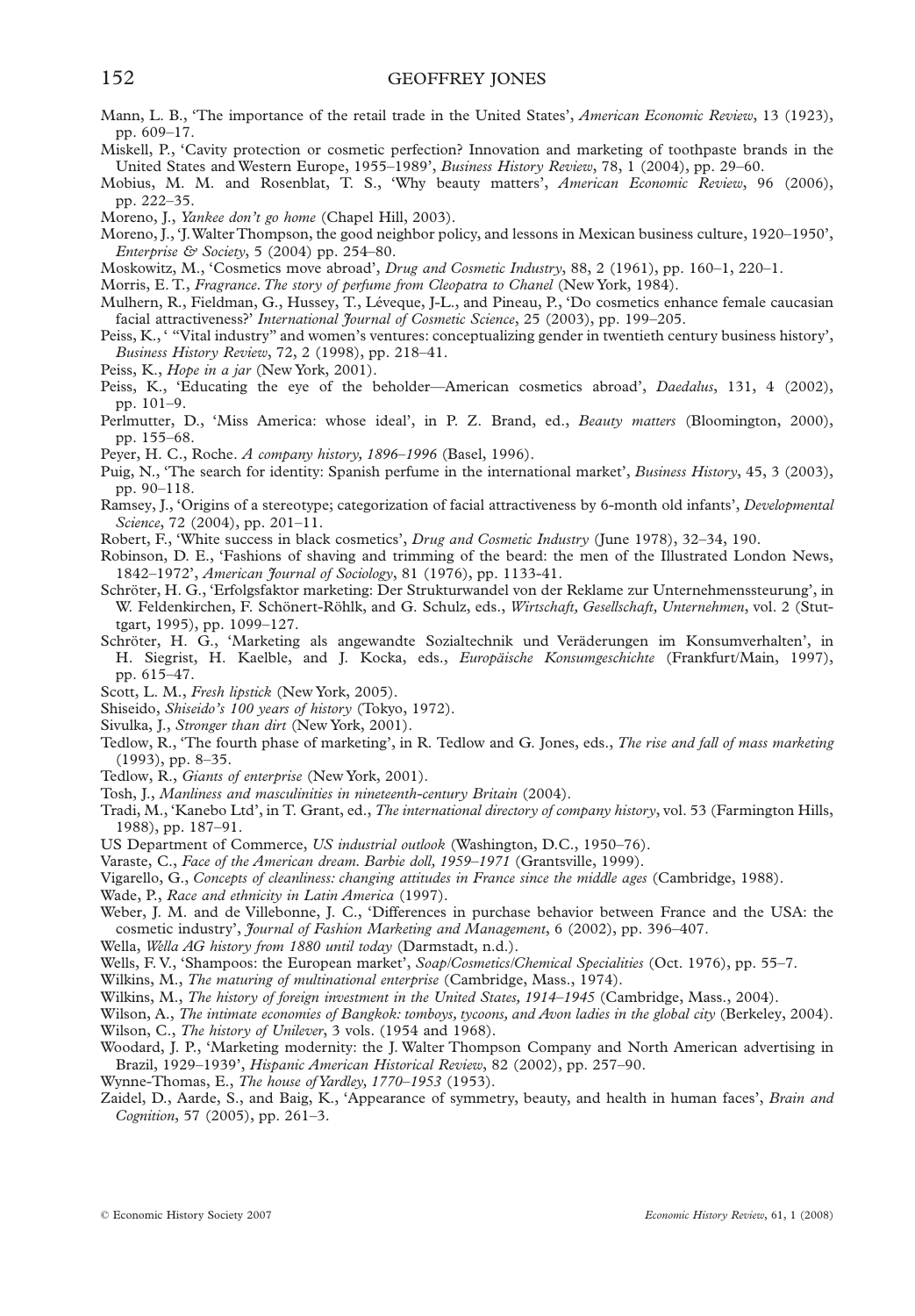Mann, L. B., 'The importance of the retail trade in the United States', *American Economic Review*, 13 (1923), pp. 609–17.

Miskell, P., 'Cavity protection or cosmetic perfection? Innovation and marketing of toothpaste brands in the United States and Western Europe, 1955–1989', *Business History Review*, 78, 1 (2004), pp. 29–60.

Mobius, M. M. and Rosenblat, T. S., 'Why beauty matters', *American Economic Review*, 96 (2006), pp. 222–35.

Moreno, J., *Yankee don't go home* (Chapel Hill, 2003).

Moreno, J., 'J. Walter Thompson, the good neighbor policy, and lessons in Mexican business culture, 1920–1950', *Enterprise & Society*, 5 (2004) pp. 254–80.

Moskowitz, M., 'Cosmetics move abroad', *Drug and Cosmetic Industry*, 88, 2 (1961), pp. 160–1, 220–1.

Morris, E. T., *Fragrance. The story of perfume from Cleopatra to Chanel* (New York, 1984).

Mulhern, R., Fieldman, G., Hussey, T., Léveque, J-L., and Pineau, P., 'Do cosmetics enhance female caucasian facial attractiveness?' *International Journal of Cosmetic Science*, 25 (2003), pp. 199–205.

Peiss, K., ' "Vital industry" and women's ventures: conceptualizing gender in twentieth century business history', *Business History Review*, 72, 2 (1998), pp. 218–41.

Peiss, K., *Hope in a jar* (New York, 2001).

Peiss, K., 'Educating the eye of the beholder—American cosmetics abroad', *Daedalus*, 131, 4 (2002), pp. 101–9.

Perlmutter, D., 'Miss America: whose ideal', in P. Z. Brand, ed., *Beauty matters* (Bloomington, 2000), pp. 155–68.

Peyer, H. C., Roche. *A company history, 1896–1996* (Basel, 1996).

Puig, N., 'The search for identity: Spanish perfume in the international market', *Business History*, 45, 3 (2003), pp. 90–118.

Ramsey, J., 'Origins of a stereotype; categorization of facial attractiveness by 6-month old infants', *Developmental Science*, 72 (2004), pp. 201–11.

Robert, F., 'White success in black cosmetics', *Drug and Cosmetic Industry* (June 1978), 32–34, 190.

Robinson, D. E., 'Fashions of shaving and trimming of the beard: the men of the Illustrated London News, 1842–1972', *American Journal of Sociology*, 81 (1976), pp. 1133-41.

Schröter, H. G., 'Erfolgsfaktor marketing: Der Strukturwandel von der Reklame zur Unternehmenssteurung', in W. Feldenkirchen, F. Schönert-Röhlk, and G. Schulz, eds., *Wirtschaft, Gesellschaft, Unternehmen*, vol. 2 (Stuttgart, 1995), pp. 1099–127.

Schröter, H. G., 'Marketing als angewandte Sozialtechnik und Veräderungen im Konsumverhalten', in H. Siegrist, H. Kaelble, and J. Kocka, eds., *Europäische Konsumgeschichte* (Frankfurt/Main, 1997), pp. 615–47.

Scott, L. M., *Fresh lipstick* (New York, 2005).

Shiseido, *Shiseido's 100 years of history* (Tokyo, 1972).

Sivulka, J., *Stronger than dirt* (New York, 2001).

Tedlow, R., 'The fourth phase of marketing', in R. Tedlow and G. Jones, eds., *The rise and fall of mass marketing* (1993), pp. 8–35.

Tedlow, R., *Giants of enterprise* (New York, 2001).

Tosh, J., *Manliness and masculinities in nineteenth-century Britain* (2004).

Tradi, M., 'Kanebo Ltd', in T. Grant, ed., *The international directory of company history*, vol. 53 (Farmington Hills, 1988), pp. 187–91.

US Department of Commerce, *US industrial outlook* (Washington, D.C., 1950–76).

Varaste, C., *Face of the American dream. Barbie doll, 1959–1971* (Grantsville, 1999).

Vigarello, G., *Concepts of cleanliness: changing attitudes in France since the middle ages* (Cambridge, 1988).

Wade, P., *Race and ethnicity in Latin America* (1997).

Weber, J. M. and de Villebonne, J. C., 'Differences in purchase behavior between France and the USA: the cosmetic industry', *Journal of Fashion Marketing and Management*, 6 (2002), pp. 396–407.

Wella, *Wella AG history from 1880 until today* (Darmstadt, n.d.).

Wells, F. V., 'Shampoos: the European market', *Soap/Cosmetics/Chemical Specialities* (Oct. 1976), pp. 55–7.

Wilkins, M., *The maturing of multinational enterprise* (Cambridge, Mass., 1974).

Wilkins, M., *The history of foreign investment in the United States, 1914–1945* (Cambridge, Mass., 2004).

Wilson, A., *The intimate economies of Bangkok: tomboys, tycoons, and Avon ladies in the global city* (Berkeley, 2004).

Wilson, C., *The history of Unilever*, 3 vols. (1954 and 1968).

Woodard, J. P., 'Marketing modernity: the J. Walter Thompson Company and North American advertising in Brazil, 1929–1939', *Hispanic American Historical Review*, 82 (2002), pp. 257–90.

Wynne-Thomas, E., *The house of Yardley, 1770–1953* (1953).

Zaidel, D., Aarde, S., and Baig, K., 'Appearance of symmetry, beauty, and health in human faces', *Brain and Cognition*, 57 (2005), pp. 261–3.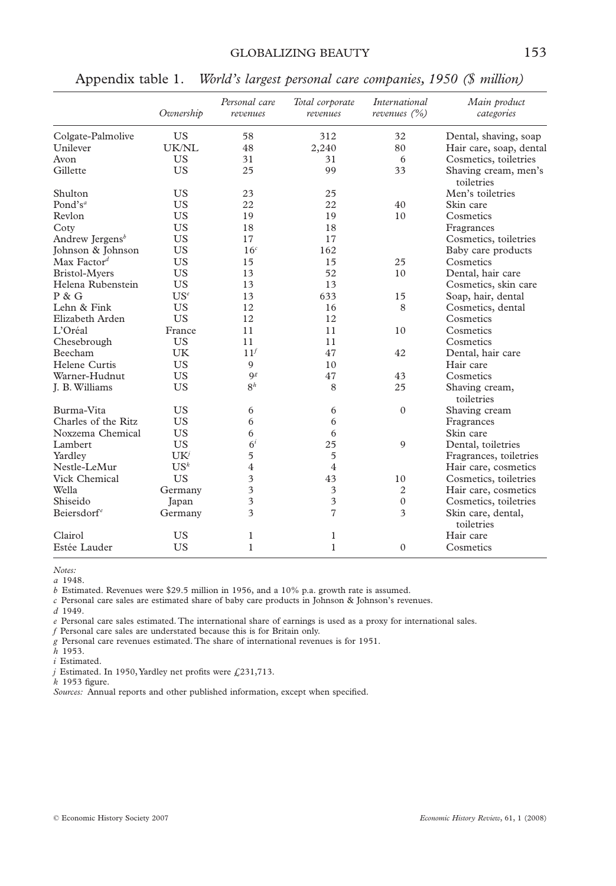Appendix table 1. *World's largest personal care companies, 1950 ($ million)*

| | *Ownership* | *Personal care revenues* | *Total corporate revenues* | *International revenues (%)* | *Main product categories* |
|---|---|---|---|---|---|
| Colgate-Palmolive | US | 58 | 312 | 32 | Dental, shaving, soap |
| Unilever | UK/NL | 48 | 2,240 | 80 | Hair care, soap, dental |
| Avon | US | 31 | 31 | 6 | Cosmetics, toiletries |
| Gillette | US | 25 | 99 | 33 | Shaving cream, men's toiletries |
| Shulton | US | 23 | 25 | | Men's toiletries |
| Pond's[a] | US | 22 | 22 | 40 | Skin care |
| Revlon | US | 19 | 19 | 10 | Cosmetics |
| Coty | US | 18 | 18 | | Fragrances |
| Andrew Jergens[b] | US | 17 | 17 | | Cosmetics, toiletries |
| Johnson & Johnson | US | 16[c] | 162 | | Baby care products |
| Max Factor[d] | US | 15 | 15 | 25 | Cosmetics |
| Bristol-Myers | US | 13 | 52 | 10 | Dental, hair care |
| Helena Rubenstein | US | 13 | 13 | | Cosmetics, skin care |
| P & G | US[e] | 13 | 633 | 15 | Soap, hair, dental |
| Lehn & Fink | US | 12 | 16 | 8 | Cosmetics, dental |
| Elizabeth Arden | US | 12 | 12 | | Cosmetics |
| L'Oréal | France | 11 | 11 | 10 | Cosmetics |
| Chesebrough | US | 11 | 11 | | Cosmetics |
| Beecham | UK | 11[f] | 47 | 42 | Dental, hair care |
| Helene Curtis | US | 9 | 10 | | Hair care |
| Warner-Hudnut | US | 9[g] | 47 | 43 | Cosmetics |
| J. B. Williams | US | 8[h] | 8 | 25 | Shaving cream, toiletries |
| Burma-Vita | US | 6 | 6 | 0 | Shaving cream |
| Charles of the Ritz | US | 6 | 6 | | Fragrances |
| Noxzema Chemical | US | 6 | 6 | | Skin care |
| Lambert | US | 6[i] | 25 | 9 | Dental, toiletries |
| Yardley | UK[j] | 5 | 5 | | Fragrances, toiletries |
| Nestle-LeMur | US[k] | 4 | 4 | | Hair care, cosmetics |
| Vick Chemical | US | 3 | 43 | 10 | Cosmetics, toiletries |
| Wella | Germany | 3 | 3 | 2 | Hair care, cosmetics |
| Shiseido | Japan | 3 | 3 | 0 | Cosmetics, toiletries |
| Beiersdorf[e] | Germany | 3 | 7 | 3 | Skin care, dental, toiletries |
| Clairol | US | 1 | 1 | | Hair care |
| Estée Lauder | US | 1 | 1 | 0 | Cosmetics |

*Notes:*
*a* 1948.
*b* Estimated. Revenues were $29.5 million in 1956, and a 10% p.a. growth rate is assumed.
*c* Personal care sales are estimated share of baby care products in Johnson & Johnson's revenues.
*d* 1949.
*e* Personal care sales estimated. The international share of earnings is used as a proxy for international sales.
*f* Personal care sales are understated because this is for Britain only.
*g* Personal care revenues estimated. The share of international revenues is for 1951.
*h* 1953.
*i* Estimated.
*j* Estimated. In 1950, Yardley net profits were £231,713.
*k* 1953 figure.
*Sources:* Annual reports and other published information, except when specified.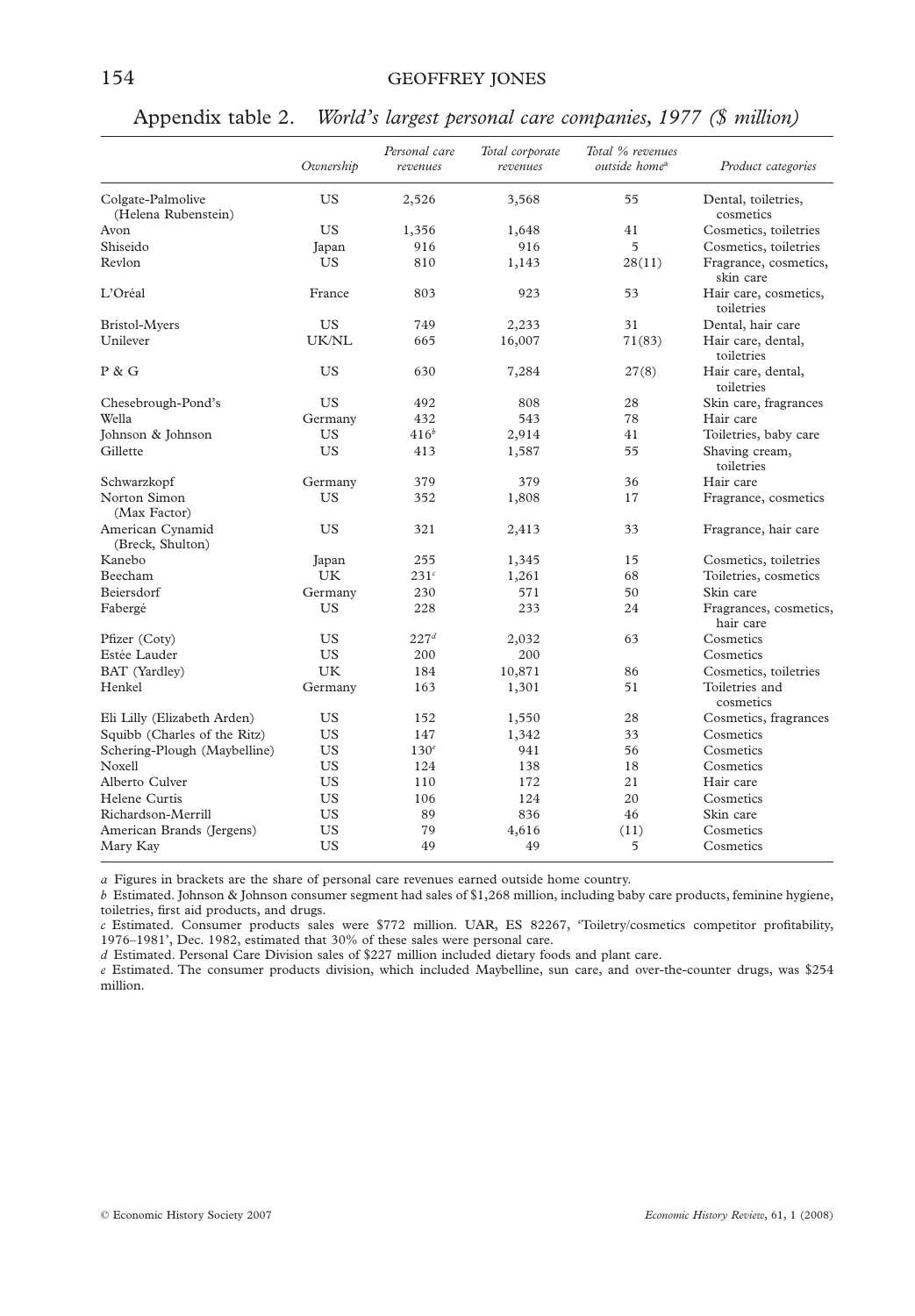Appendix table 2. *World's largest personal care companies, 1977 ($ million)*

| | Ownership | Personal care revenues | Total corporate revenues | Total % revenues outside home[a] | Product categories |
|---|---|---|---|---|---|
| Colgate-Palmolive (Helena Rubenstein) | US | 2,526 | 3,568 | 55 | Dental, toiletries, cosmetics |
| Avon | US | 1,356 | 1,648 | 41 | Cosmetics, toiletries |
| Shiseido | Japan | 916 | 916 | 5 | Cosmetics, toiletries |
| Revlon | US | 810 | 1,143 | 28(11) | Fragrance, cosmetics, skin care |
| L'Oréal | France | 803 | 923 | 53 | Hair care, cosmetics, toiletries |
| Bristol-Myers | US | 749 | 2,233 | 31 | Dental, hair care |
| Unilever | UK/NL | 665 | 16,007 | 71(83) | Hair care, dental, toiletries |
| P & G | US | 630 | 7,284 | 27(8) | Hair care, dental, toiletries |
| Chesebrough-Pond's | US | 492 | 808 | 28 | Skin care, fragrances |
| Wella | Germany | 432 | 543 | 78 | Hair care |
| Johnson & Johnson | US | 416[b] | 2,914 | 41 | Toiletries, baby care |
| Gillette | US | 413 | 1,587 | 55 | Shaving cream, toiletries |
| Schwarzkopf | Germany | 379 | 379 | 36 | Hair care |
| Norton Simon (Max Factor) | US | 352 | 1,808 | 17 | Fragrance, cosmetics |
| American Cynamid (Breck, Shulton) | US | 321 | 2,413 | 33 | Fragrance, hair care |
| Kanebo | Japan | 255 | 1,345 | 15 | Cosmetics, toiletries |
| Beecham | UK | 231[c] | 1,261 | 68 | Toiletries, cosmetics |
| Beiersdorf | Germany | 230 | 571 | 50 | Skin care |
| Fabergé | US | 228 | 233 | 24 | Fragrances, cosmetics, hair care |
| Pfizer (Coty) | US | 227[d] | 2,032 | 63 | Cosmetics |
| Estée Lauder | US | 200 | 200 | | Cosmetics |
| BAT (Yardley) | UK | 184 | 10,871 | 86 | Cosmetics, toiletries |
| Henkel | Germany | 163 | 1,301 | 51 | Toiletries and cosmetics |
| Eli Lilly (Elizabeth Arden) | US | 152 | 1,550 | 28 | Cosmetics, fragrances |
| Squibb (Charles of the Ritz) | US | 147 | 1,342 | 33 | Cosmetics |
| Schering-Plough (Maybelline) | US | 130[e] | 941 | 56 | Cosmetics |
| Noxell | US | 124 | 138 | 18 | Cosmetics |
| Alberto Culver | US | 110 | 172 | 21 | Hair care |
| Helene Curtis | US | 106 | 124 | 20 | Cosmetics |
| Richardson-Merrill | US | 89 | 836 | 46 | Skin care |
| American Brands (Jergens) | US | 79 | 4,616 | (11) | Cosmetics |
| Mary Kay | US | 49 | 49 | 5 | Cosmetics |

*a* Figures in brackets are the share of personal care revenues earned outside home country.

*b* Estimated. Johnson & Johnson consumer segment had sales of $1,268 million, including baby care products, feminine hygiene, toiletries, first aid products, and drugs.

*c* Estimated. Consumer products sales were $772 million. UAR, ES 82267, 'Toiletry/cosmetics competitor profitability, 1976–1981', Dec. 1982, estimated that 30% of these sales were personal care.

*d* Estimated. Personal Care Division sales of $227 million included dietary foods and plant care.

*e* Estimated. The consumer products division, which included Maybelline, sun care, and over-the-counter drugs, was $254 million.